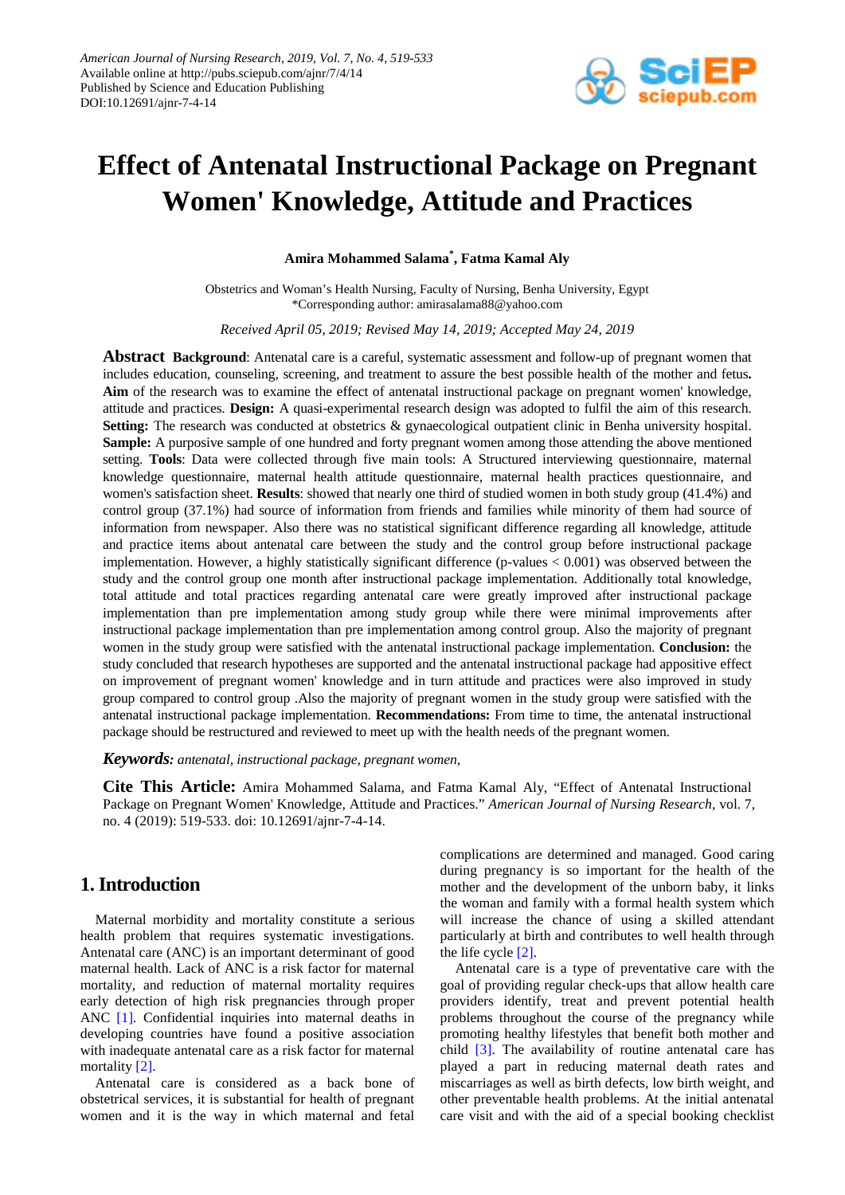# Effect of Antenatal Instructional Package on Pregnant Women' Knowledge, Attitude and Practices

**Amira Mohammed Salama*, Fatma Kamal Aly**

Obstetrics and Woman's Health Nursing, Faculty of Nursing, Benha University, Egypt
*Corresponding author: amirasalama88@yahoo.com

*Received April 05, 2019; Revised May 14, 2019; Accepted May 24, 2019*

**Abstract** **Background**: Antenatal care is a careful, systematic assessment and follow-up of pregnant women that includes education, counseling, screening, and treatment to assure the best possible health of the mother and fetus. **Aim** of the research was to examine the effect of antenatal instructional package on pregnant women' knowledge, attitude and practices. **Design:** A quasi-experimental research design was adopted to fulfil the aim of this research. **Setting:** The research was conducted at obstetrics & gynaecological outpatient clinic in Benha university hospital. **Sample:** A purposive sample of one hundred and forty pregnant women among those attending the above mentioned setting. **Tools**: Data were collected through five main tools: A Structured interviewing questionnaire, maternal knowledge questionnaire, maternal health attitude questionnaire, maternal health practices questionnaire, and women's satisfaction sheet. **Results**: showed that nearly one third of studied women in both study group (41.4%) and control group (37.1%) had source of information from friends and families while minority of them had source of information from newspaper. Also there was no statistical significant difference regarding all knowledge, attitude and practice items about antenatal care between the study and the control group before instructional package implementation. However, a highly statistically significant difference (p-values < 0.001) was observed between the study and the control group one month after instructional package implementation. Additionally total knowledge, total attitude and total practices regarding antenatal care were greatly improved after instructional package implementation than pre implementation among study group while there were minimal improvements after instructional package implementation than pre implementation among control group. Also the majority of pregnant women in the study group were satisfied with the antenatal instructional package implementation. **Conclusion:** the study concluded that research hypotheses are supported and the antenatal instructional package had appositive effect on improvement of pregnant women' knowledge and in turn attitude and practices were also improved in study group compared to control group .Also the majority of pregnant women in the study group were satisfied with the antenatal instructional package implementation. **Recommendations:** From time to time, the antenatal instructional package should be restructured and reviewed to meet up with the health needs of the pregnant women.

***Keywords:*** *antenatal, instructional package, pregnant women,*

**Cite This Article:** Amira Mohammed Salama, and Fatma Kamal Aly, "Effect of Antenatal Instructional Package on Pregnant Women' Knowledge, Attitude and Practices." *American Journal of Nursing Research*, vol. 7, no. 4 (2019): 519-533. doi: 10.12691/ajnr-7-4-14.

## 1. Introduction

Maternal morbidity and mortality constitute a serious health problem that requires systematic investigations. Antenatal care (ANC) is an important determinant of good maternal health. Lack of ANC is a risk factor for maternal mortality, and reduction of maternal mortality requires early detection of high risk pregnancies through proper ANC [1]. Confidential inquiries into maternal deaths in developing countries have found a positive association with inadequate antenatal care as a risk factor for maternal mortality [2].

Antenatal care is considered as a back bone of obstetrical services, it is substantial for health of pregnant women and it is the way in which maternal and fetal complications are determined and managed. Good caring during pregnancy is so important for the health of the mother and the development of the unborn baby, it links the woman and family with a formal health system which will increase the chance of using a skilled attendant particularly at birth and contributes to well health through the life cycle [2].

Antenatal care is a type of preventative care with the goal of providing regular check-ups that allow health care providers identify, treat and prevent potential health problems throughout the course of the pregnancy while promoting healthy lifestyles that benefit both mother and child [3]. The availability of routine antenatal care has played a part in reducing maternal death rates and miscarriages as well as birth defects, low birth weight, and other preventable health problems. At the initial antenatal care visit and with the aid of a special booking checklist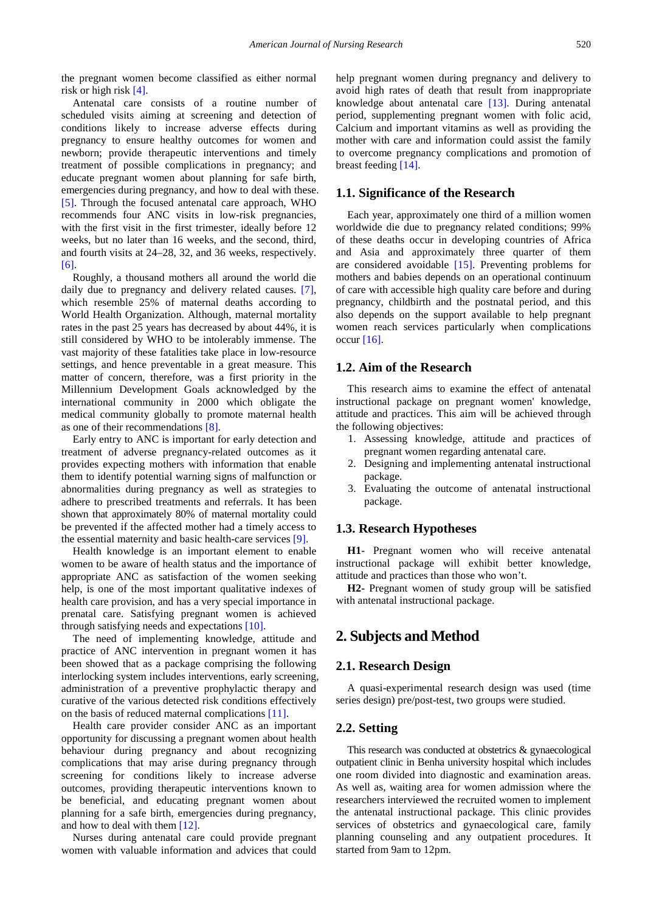the pregnant women become classified as either normal risk or high risk [4].

Antenatal care consists of a routine number of scheduled visits aiming at screening and detection of conditions likely to increase adverse effects during pregnancy to ensure healthy outcomes for women and newborn; provide therapeutic interventions and timely treatment of possible complications in pregnancy; and educate pregnant women about planning for safe birth, emergencies during pregnancy, and how to deal with these. [5]. Through the focused antenatal care approach, WHO recommends four ANC visits in low-risk pregnancies, with the first visit in the first trimester, ideally before 12 weeks, but no later than 16 weeks, and the second, third, and fourth visits at 24–28, 32, and 36 weeks, respectively. [6].

Roughly, a thousand mothers all around the world die daily due to pregnancy and delivery related causes. [7], which resemble 25% of maternal deaths according to World Health Organization. Although, maternal mortality rates in the past 25 years has decreased by about 44%, it is still considered by WHO to be intolerably immense. The vast majority of these fatalities take place in low-resource settings, and hence preventable in a great measure. This matter of concern, therefore, was a first priority in the Millennium Development Goals acknowledged by the international community in 2000 which obligate the medical community globally to promote maternal health as one of their recommendations [8].

Early entry to ANC is important for early detection and treatment of adverse pregnancy-related outcomes as it provides expecting mothers with information that enable them to identify potential warning signs of malfunction or abnormalities during pregnancy as well as strategies to adhere to prescribed treatments and referrals. It has been shown that approximately 80% of maternal mortality could be prevented if the affected mother had a timely access to the essential maternity and basic health-care services [9].

Health knowledge is an important element to enable women to be aware of health status and the importance of appropriate ANC as satisfaction of the women seeking help, is one of the most important qualitative indexes of health care provision, and has a very special importance in prenatal care. Satisfying pregnant women is achieved through satisfying needs and expectations [10].

The need of implementing knowledge, attitude and practice of ANC intervention in pregnant women it has been showed that as a package comprising the following interlocking system includes interventions, early screening, administration of a preventive prophylactic therapy and curative of the various detected risk conditions effectively on the basis of reduced maternal complications [11].

Health care provider consider ANC as an important opportunity for discussing a pregnant women about health behaviour during pregnancy and about recognizing complications that may arise during pregnancy through screening for conditions likely to increase adverse outcomes, providing therapeutic interventions known to be beneficial, and educating pregnant women about planning for a safe birth, emergencies during pregnancy, and how to deal with them [12].

Nurses during antenatal care could provide pregnant women with valuable information and advices that could help pregnant women during pregnancy and delivery to avoid high rates of death that result from inappropriate knowledge about antenatal care [13]. During antenatal period, supplementing pregnant women with folic acid, Calcium and important vitamins as well as providing the mother with care and information could assist the family to overcome pregnancy complications and promotion of breast feeding [14].

### 1.1. Significance of the Research

Each year, approximately one third of a million women worldwide die due to pregnancy related conditions; 99% of these deaths occur in developing countries of Africa and Asia and approximately three quarter of them are considered avoidable [15]. Preventing problems for mothers and babies depends on an operational continuum of care with accessible high quality care before and during pregnancy, childbirth and the postnatal period, and this also depends on the support available to help pregnant women reach services particularly when complications occur [16].

### 1.2. Aim of the Research

This research aims to examine the effect of antenatal instructional package on pregnant women' knowledge, attitude and practices. This aim will be achieved through the following objectives:

1. Assessing knowledge, attitude and practices of pregnant women regarding antenatal care.
2. Designing and implementing antenatal instructional package.
3. Evaluating the outcome of antenatal instructional package.

### 1.3. Research Hypotheses

**H1**- Pregnant women who will receive antenatal instructional package will exhibit better knowledge, attitude and practices than those who won't.

**H2**- Pregnant women of study group will be satisfied with antenatal instructional package.

## 2. Subjects and Method

### 2.1. Research Design

A quasi-experimental research design was used (time series design) pre/post-test, two groups were studied.

### 2.2. Setting

This research was conducted at obstetrics & gynaecological outpatient clinic in Benha university hospital which includes one room divided into diagnostic and examination areas. As well as, waiting area for women admission where the researchers interviewed the recruited women to implement the antenatal instructional package. This clinic provides services of obstetrics and gynaecological care, family planning counseling and any outpatient procedures. It started from 9am to 12pm.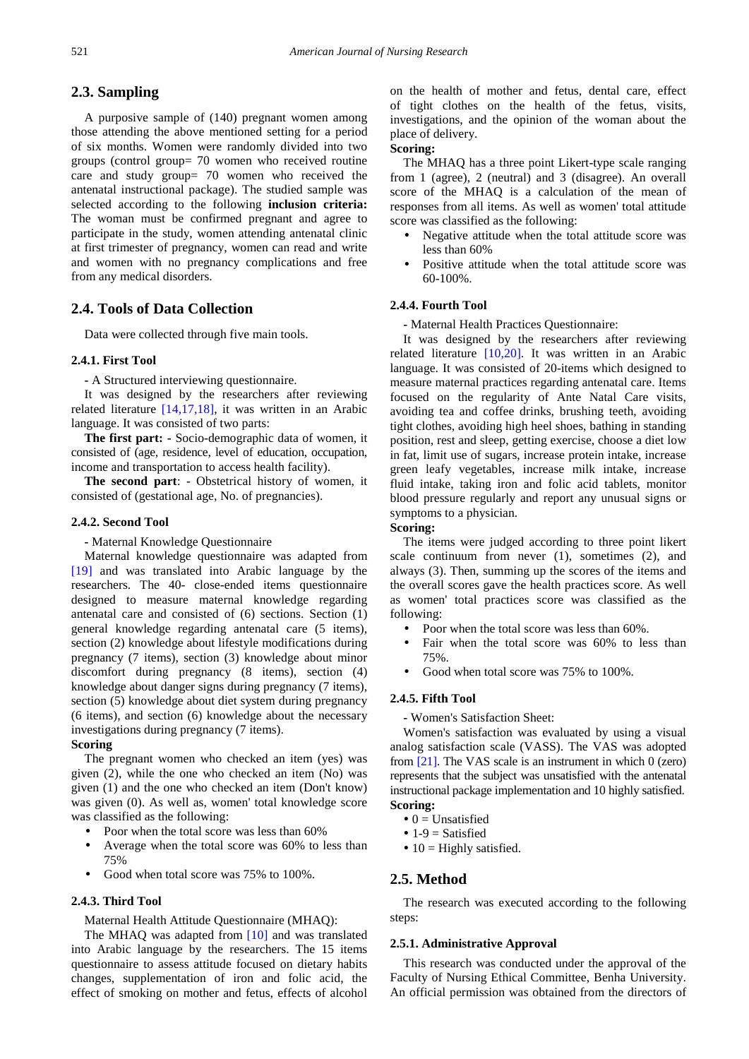## 2.3. Sampling

A purposive sample of (140) pregnant women among those attending the above mentioned setting for a period of six months. Women were randomly divided into two groups (control group= 70 women who received routine care and study group= 70 women who received the antenatal instructional package). The studied sample was selected according to the following **inclusion criteria:** The woman must be confirmed pregnant and agree to participate in the study, women attending antenatal clinic at first trimester of pregnancy, women can read and write and women with no pregnancy complications and free from any medical disorders.

## 2.4. Tools of Data Collection

Data were collected through five main tools.

### 2.4.1. First Tool

- A Structured interviewing questionnaire.

It was designed by the researchers after reviewing related literature [14,17,18], it was written in an Arabic language. It was consisted of two parts:

**The first part: -** Socio-demographic data of women, it consisted of (age, residence, level of education, occupation, income and transportation to access health facility).

**The second part**: - Obstetrical history of women, it consisted of (gestational age, No. of pregnancies).

### 2.4.2. Second Tool

- Maternal Knowledge Questionnaire

Maternal knowledge questionnaire was adapted from [19] and was translated into Arabic language by the researchers. The 40- close-ended items questionnaire designed to measure maternal knowledge regarding antenatal care and consisted of (6) sections. Section (1) general knowledge regarding antenatal care (5 items), section (2) knowledge about lifestyle modifications during pregnancy (7 items), section (3) knowledge about minor discomfort during pregnancy (8 items), section (4) knowledge about danger signs during pregnancy (7 items), section (5) knowledge about diet system during pregnancy (6 items), and section (6) knowledge about the necessary investigations during pregnancy (7 items).

**Scoring**

The pregnant women who checked an item (yes) was given (2), while the one who checked an item (No) was given (1) and the one who checked an item (Don't know) was given (0). As well as, women' total knowledge score was classified as the following:

- Poor when the total score was less than 60%
- Average when the total score was 60% to less than 75%
- Good when total score was 75% to 100%.

### 2.4.3. Third Tool

Maternal Health Attitude Questionnaire (MHAQ):

The MHAQ was adapted from [10] and was translated into Arabic language by the researchers. The 15 items questionnaire to assess attitude focused on dietary habits changes, supplementation of iron and folic acid, the effect of smoking on mother and fetus, effects of alcohol on the health of mother and fetus, dental care, effect of tight clothes on the health of the fetus, visits, investigations, and the opinion of the woman about the place of delivery.

**Scoring:**

The MHAQ has a three point Likert-type scale ranging from 1 (agree), 2 (neutral) and 3 (disagree). An overall score of the MHAQ is a calculation of the mean of responses from all items. As well as women' total attitude score was classified as the following:

- Negative attitude when the total attitude score was less than 60%
- Positive attitude when the total attitude score was 60-100%.

### 2.4.4. Fourth Tool

- Maternal Health Practices Questionnaire:

It was designed by the researchers after reviewing related literature [10,20]. It was written in an Arabic language. It was consisted of 20-items which designed to measure maternal practices regarding antenatal care. Items focused on the regularity of Ante Natal Care visits, avoiding tea and coffee drinks, brushing teeth, avoiding tight clothes, avoiding high heel shoes, bathing in standing position, rest and sleep, getting exercise, choose a diet low in fat, limit use of sugars, increase protein intake, increase green leafy vegetables, increase milk intake, increase fluid intake, taking iron and folic acid tablets, monitor blood pressure regularly and report any unusual signs or symptoms to a physician.

**Scoring:**

The items were judged according to three point likert scale continuum from never (1), sometimes (2), and always (3). Then, summing up the scores of the items and the overall scores gave the health practices score. As well as women' total practices score was classified as the following:

- Poor when the total score was less than 60%.
- Fair when the total score was 60% to less than 75%.
- Good when total score was 75% to 100%.

### 2.4.5. Fifth Tool

- Women's Satisfaction Sheet:

Women's satisfaction was evaluated by using a visual analog satisfaction scale (VASS). The VAS was adopted from [21]. The VAS scale is an instrument in which 0 (zero) represents that the subject was unsatisfied with the antenatal instructional package implementation and 10 highly satisfied.

**Scoring:**

- 0 = Unsatisfied
- 1-9 = Satisfied
- 10 = Highly satisfied.

## 2.5. Method

The research was executed according to the following steps:

### 2.5.1. Administrative Approval

This research was conducted under the approval of the Faculty of Nursing Ethical Committee, Benha University. An official permission was obtained from the directors of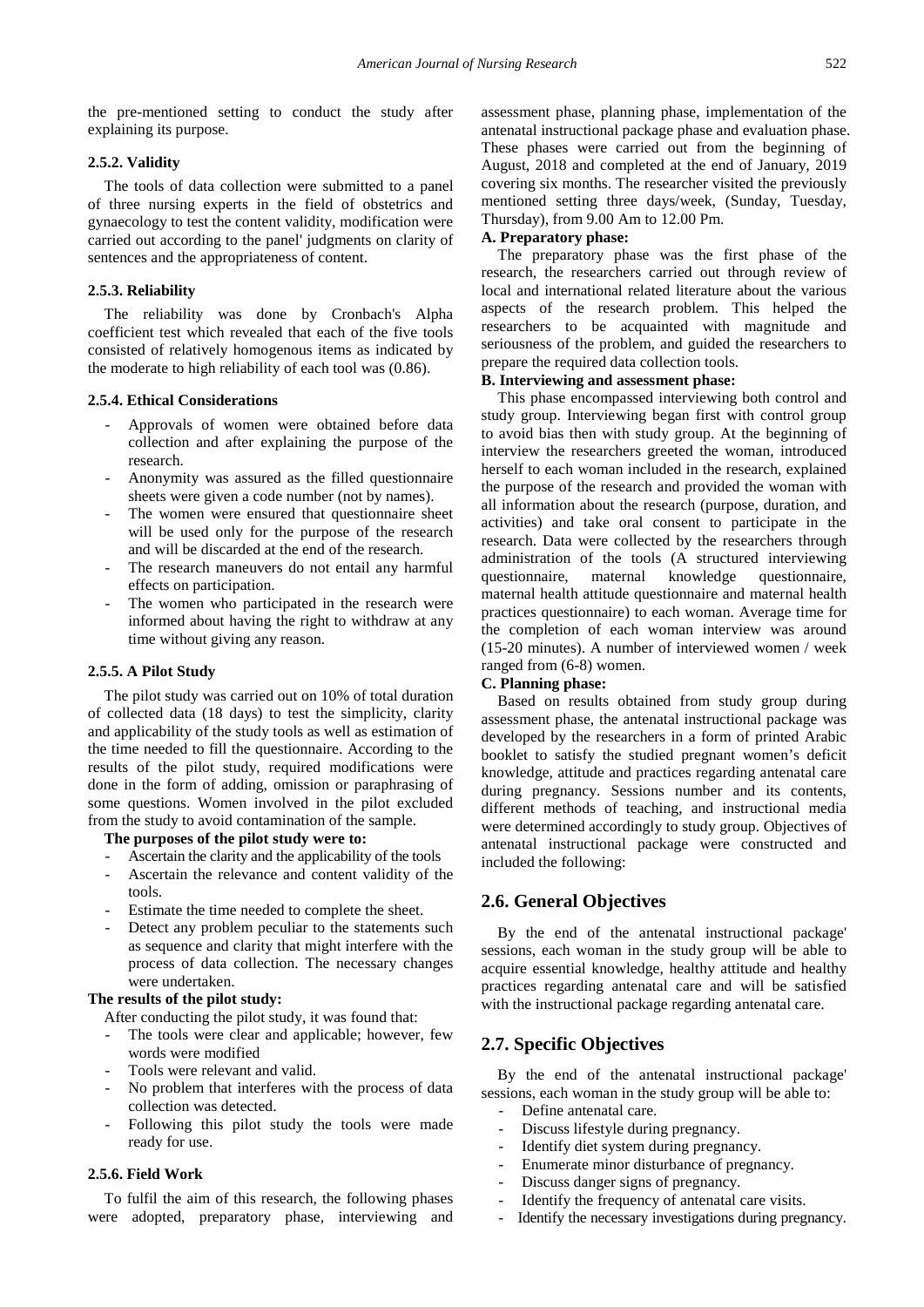the pre-mentioned setting to conduct the study after explaining its purpose.

#### 2.5.2. Validity

The tools of data collection were submitted to a panel of three nursing experts in the field of obstetrics and gynaecology to test the content validity, modification were carried out according to the panel' judgments on clarity of sentences and the appropriateness of content.

#### 2.5.3. Reliability

The reliability was done by Cronbach's Alpha coefficient test which revealed that each of the five tools consisted of relatively homogenous items as indicated by the moderate to high reliability of each tool was (0.86).

#### 2.5.4. Ethical Considerations

- Approvals of women were obtained before data collection and after explaining the purpose of the research.
- Anonymity was assured as the filled questionnaire sheets were given a code number (not by names).
- The women were ensured that questionnaire sheet will be used only for the purpose of the research and will be discarded at the end of the research.
- The research maneuvers do not entail any harmful effects on participation.
- The women who participated in the research were informed about having the right to withdraw at any time without giving any reason.

#### 2.5.5. A Pilot Study

The pilot study was carried out on 10% of total duration of collected data (18 days) to test the simplicity, clarity and applicability of the study tools as well as estimation of the time needed to fill the questionnaire. According to the results of the pilot study, required modifications were done in the form of adding, omission or paraphrasing of some questions. Women involved in the pilot excluded from the study to avoid contamination of the sample.

**The purposes of the pilot study were to:**

- Ascertain the clarity and the applicability of the tools
- Ascertain the relevance and content validity of the tools.
- Estimate the time needed to complete the sheet.
- Detect any problem peculiar to the statements such as sequence and clarity that might interfere with the process of data collection. The necessary changes were undertaken.

**The results of the pilot study:**

After conducting the pilot study, it was found that:

- The tools were clear and applicable; however, few words were modified
- Tools were relevant and valid.
- No problem that interferes with the process of data collection was detected.
- Following this pilot study the tools were made ready for use.

#### 2.5.6. Field Work

To fulfil the aim of this research, the following phases were adopted, preparatory phase, interviewing and assessment phase, planning phase, implementation of the antenatal instructional package phase and evaluation phase. These phases were carried out from the beginning of August, 2018 and completed at the end of January, 2019 covering six months. The researcher visited the previously mentioned setting three days/week, (Sunday, Tuesday, Thursday), from 9.00 Am to 12.00 Pm.

**A. Preparatory phase:**

The preparatory phase was the first phase of the research, the researchers carried out through review of local and international related literature about the various aspects of the research problem. This helped the researchers to be acquainted with magnitude and seriousness of the problem, and guided the researchers to prepare the required data collection tools.

**B. Interviewing and assessment phase:**

This phase encompassed interviewing both control and study group. Interviewing began first with control group to avoid bias then with study group. At the beginning of interview the researchers greeted the woman, introduced herself to each woman included in the research, explained the purpose of the research and provided the woman with all information about the research (purpose, duration, and activities) and take oral consent to participate in the research. Data were collected by the researchers through administration of the tools (A structured interviewing questionnaire, maternal knowledge questionnaire, maternal health attitude questionnaire and maternal health practices questionnaire) to each woman. Average time for the completion of each woman interview was around (15-20 minutes). A number of interviewed women / week ranged from (6-8) women.

**C. Planning phase:**

Based on results obtained from study group during assessment phase, the antenatal instructional package was developed by the researchers in a form of printed Arabic booklet to satisfy the studied pregnant women's deficit knowledge, attitude and practices regarding antenatal care during pregnancy. Sessions number and its contents, different methods of teaching, and instructional media were determined accordingly to study group. Objectives of antenatal instructional package were constructed and included the following:

## 2.6. General Objectives

By the end of the antenatal instructional package' sessions, each woman in the study group will be able to acquire essential knowledge, healthy attitude and healthy practices regarding antenatal care and will be satisfied with the instructional package regarding antenatal care.

## 2.7. Specific Objectives

By the end of the antenatal instructional package' sessions, each woman in the study group will be able to:

- Define antenatal care.
- Discuss lifestyle during pregnancy.
- Identify diet system during pregnancy.
- Enumerate minor disturbance of pregnancy.
- Discuss danger signs of pregnancy.
- Identify the frequency of antenatal care visits.
- Identify the necessary investigations during pregnancy.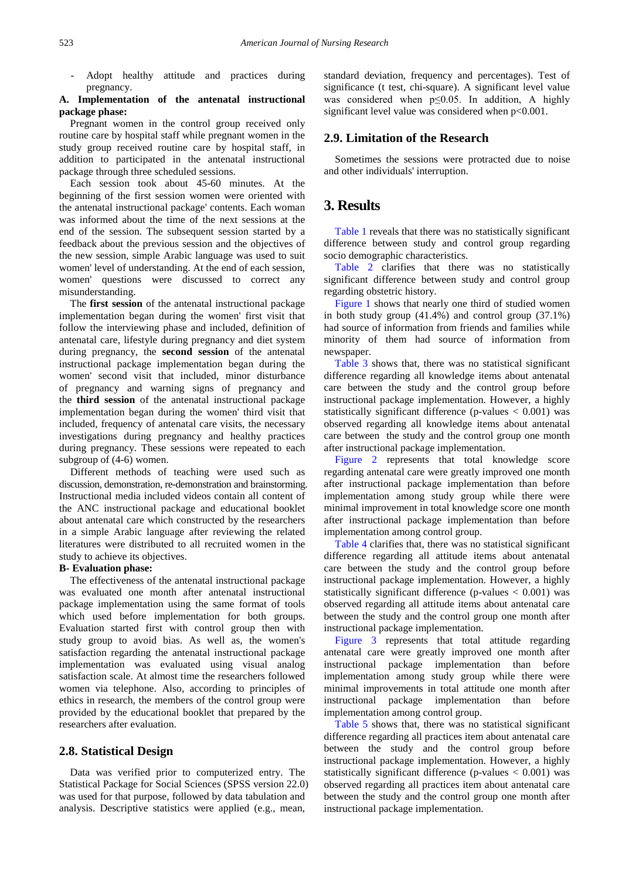- Adopt healthy attitude and practices during pregnancy.

**A. Implementation of the antenatal instructional package phase:**

Pregnant women in the control group received only routine care by hospital staff while pregnant women in the study group received routine care by hospital staff, in addition to participated in the antenatal instructional package through three scheduled sessions.

Each session took about 45-60 minutes. At the beginning of the first session women were oriented with the antenatal instructional package' contents. Each woman was informed about the time of the next sessions at the end of the session. The subsequent session started by a feedback about the previous session and the objectives of the new session, simple Arabic language was used to suit women' level of understanding. At the end of each session, women' questions were discussed to correct any misunderstanding.

The **first session** of the antenatal instructional package implementation began during the women' first visit that follow the interviewing phase and included, definition of antenatal care, lifestyle during pregnancy and diet system during pregnancy, the **second session** of the antenatal instructional package implementation began during the women' second visit that included, minor disturbance of pregnancy and warning signs of pregnancy and the **third session** of the antenatal instructional package implementation began during the women' third visit that included, frequency of antenatal care visits, the necessary investigations during pregnancy and healthy practices during pregnancy. These sessions were repeated to each subgroup of (4-6) women.

Different methods of teaching were used such as discussion, demonstration, re-demonstration and brainstorming. Instructional media included videos contain all content of the ANC instructional package and educational booklet about antenatal care which constructed by the researchers in a simple Arabic language after reviewing the related literatures were distributed to all recruited women in the study to achieve its objectives.

**B- Evaluation phase:**

The effectiveness of the antenatal instructional package was evaluated one month after antenatal instructional package implementation using the same format of tools which used before implementation for both groups. Evaluation started first with control group then with study group to avoid bias. As well as, the women's satisfaction regarding the antenatal instructional package implementation was evaluated using visual analog satisfaction scale. At almost time the researchers followed women via telephone. Also, according to principles of ethics in research, the members of the control group were provided by the educational booklet that prepared by the researchers after evaluation.

## 2.8. Statistical Design

Data was verified prior to computerized entry. The Statistical Package for Social Sciences (SPSS version 22.0) was used for that purpose, followed by data tabulation and analysis. Descriptive statistics were applied (e.g., mean, standard deviation, frequency and percentages). Test of significance (t test, chi-square). A significant level value was considered when $p \leq 0.05$. In addition, A highly significant level value was considered when $p < 0.001$.

## 2.9. Limitation of the Research

Sometimes the sessions were protracted due to noise and other individuals' interruption.

# 3. Results

Table 1 reveals that there was no statistically significant difference between study and control group regarding socio demographic characteristics.

Table 2 clarifies that there was no statistically significant difference between study and control group regarding obstetric history.

Figure 1 shows that nearly one third of studied women in both study group (41.4%) and control group (37.1%) had source of information from friends and families while minority of them had source of information from newspaper.

Table 3 shows that, there was no statistical significant difference regarding all knowledge items about antenatal care between the study and the control group before instructional package implementation. However, a highly statistically significant difference (p-values $< 0.001$) was observed regarding all knowledge items about antenatal care between the study and the control group one month after instructional package implementation.

Figure 2 represents that total knowledge score regarding antenatal care were greatly improved one month after instructional package implementation than before implementation among study group while there were minimal improvement in total knowledge score one month after instructional package implementation than before implementation among control group.

Table 4 clarifies that, there was no statistical significant difference regarding all attitude items about antenatal care between the study and the control group before instructional package implementation. However, a highly statistically significant difference (p-values $< 0.001$) was observed regarding all attitude items about antenatal care between the study and the control group one month after instructional package implementation.

Figure 3 represents that total attitude regarding antenatal care were greatly improved one month after instructional package implementation than before implementation among study group while there were minimal improvements in total attitude one month after instructional package implementation than before implementation among control group.

Table 5 shows that, there was no statistical significant difference regarding all practices item about antenatal care between the study and the control group before instructional package implementation. However, a highly statistically significant difference (p-values $< 0.001$) was observed regarding all practices item about antenatal care between the study and the control group one month after instructional package implementation.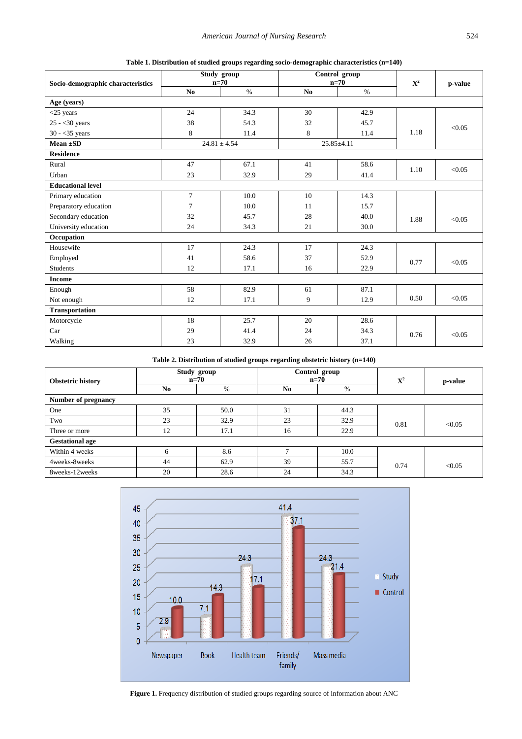**Table 1. Distribution of studied groups regarding socio-demographic characteristics (n=140)**

| Socio-demographic characteristics | Study group n=70 | | Control group n=70 | | $X^2$ | p-value |
|---|---|---|---|---|---|---|
| | No | % | No | % | | |
| **Age (years)** | | | | | | |
| <25 years | 24 | 34.3 | 30 | 42.9 | 1.18 | <0.05 |
| 25 - <30 years | 38 | 54.3 | 32 | 45.7 | | |
| 30 - <35 years | 8 | 11.4 | 8 | 11.4 | | |
| **Mean ±SD** | 24.81 ± 4.54 | | 25.85±4.11 | | | |
| **Residence** | | | | | | |
| Rural | 47 | 67.1 | 41 | 58.6 | 1.10 | <0.05 |
| Urban | 23 | 32.9 | 29 | 41.4 | | |
| **Educational level** | | | | | | |
| Primary education | 7 | 10.0 | 10 | 14.3 | 1.88 | <0.05 |
| Preparatory education | 7 | 10.0 | 11 | 15.7 | | |
| Secondary education | 32 | 45.7 | 28 | 40.0 | | |
| University education | 24 | 34.3 | 21 | 30.0 | | |
| **Occupation** | | | | | | |
| Housewife | 17 | 24.3 | 17 | 24.3 | 0.77 | <0.05 |
| Employed | 41 | 58.6 | 37 | 52.9 | | |
| Students | 12 | 17.1 | 16 | 22.9 | | |
| **Income** | | | | | | |
| Enough | 58 | 82.9 | 61 | 87.1 | 0.50 | <0.05 |
| Not enough | 12 | 17.1 | 9 | 12.9 | | |
| **Transportation** | | | | | | |
| Motorcycle | 18 | 25.7 | 20 | 28.6 | 0.76 | <0.05 |
| Car | 29 | 41.4 | 24 | 34.3 | | |
| Walking | 23 | 32.9 | 26 | 37.1 | | |

**Table 2. Distribution of studied groups regarding obstetric history (n=140)**

| Obstetric history | Study group n=70 | | Control group n=70 | | $X^2$ | p-value |
|---|---|---|---|---|---|---|
| | No | % | No | % | | |
| **Number of pregnancy** | | | | | | |
| One | 35 | 50.0 | 31 | 44.3 | 0.81 | <0.05 |
| Two | 23 | 32.9 | 23 | 32.9 | | |
| Three or more | 12 | 17.1 | 16 | 22.9 | | |
| **Gestational age** | | | | | | |
| Within 4 weeks | 6 | 8.6 | 7 | 10.0 | 0.74 | <0.05 |
| 4weeks-8weeks | 44 | 62.9 | 39 | 55.7 | | |
| 8weeks-12weeks | 20 | 28.6 | 24 | 34.3 | | |

**Figure 1.** Frequency distribution of studied groups regarding source of information about ANC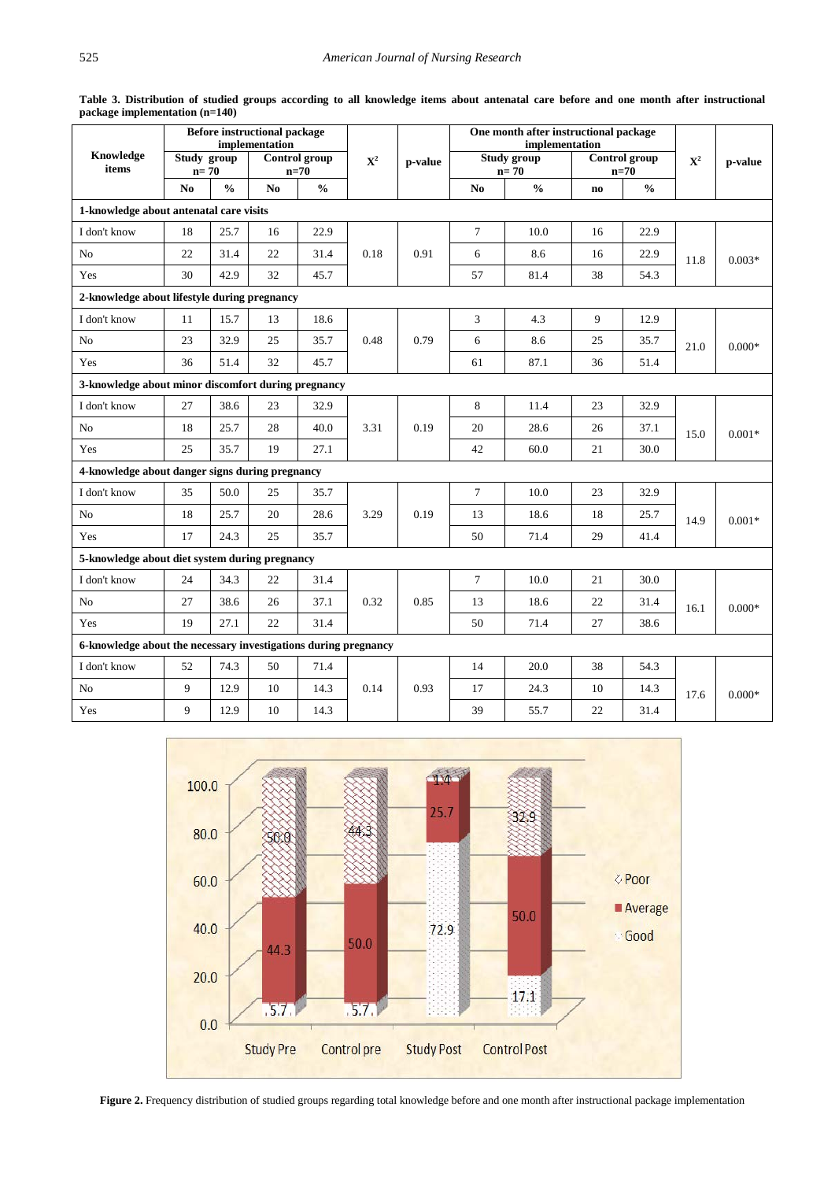**Table 3. Distribution of studied groups according to all knowledge items about antenatal care before and one month after instructional package implementation (n=140)**

| Knowledge items | Before instructional package implementation | | | | $X^2$ | p-value | One month after instructional package implementation | | | | $X^2$ | p-value |
|---|---|---|---|---|---|---|---|---|---|---|---|---|
| | Study group n= 70 | | Control group n=70 | | | | Study group n= 70 | | Control group n=70 | | | |
| | No | % | No | % | | | No | % | no | % | | |
| **1-knowledge about antenatal care visits** | | | | | | | | | | | | |
| I don't know | 18 | 25.7 | 16 | 22.9 | 0.18 | 0.91 | 7 | 10.0 | 16 | 22.9 | 11.8 | 0.003* |
| No | 22 | 31.4 | 22 | 31.4 | | | 6 | 8.6 | 16 | 22.9 | | |
| Yes | 30 | 42.9 | 32 | 45.7 | | | 57 | 81.4 | 38 | 54.3 | | |
| **2-knowledge about lifestyle during pregnancy** | | | | | | | | | | | | |
| I don't know | 11 | 15.7 | 13 | 18.6 | 0.48 | 0.79 | 3 | 4.3 | 9 | 12.9 | 21.0 | 0.000* |
| No | 23 | 32.9 | 25 | 35.7 | | | 6 | 8.6 | 25 | 35.7 | | |
| Yes | 36 | 51.4 | 32 | 45.7 | | | 61 | 87.1 | 36 | 51.4 | | |
| **3-knowledge about minor discomfort during pregnancy** | | | | | | | | | | | | |
| I don't know | 27 | 38.6 | 23 | 32.9 | 3.31 | 0.19 | 8 | 11.4 | 23 | 32.9 | 15.0 | 0.001* |
| No | 18 | 25.7 | 28 | 40.0 | | | 20 | 28.6 | 26 | 37.1 | | |
| Yes | 25 | 35.7 | 19 | 27.1 | | | 42 | 60.0 | 21 | 30.0 | | |
| **4-knowledge about danger signs during pregnancy** | | | | | | | | | | | | |
| I don't know | 35 | 50.0 | 25 | 35.7 | 3.29 | 0.19 | 7 | 10.0 | 23 | 32.9 | 14.9 | 0.001* |
| No | 18 | 25.7 | 20 | 28.6 | | | 13 | 18.6 | 18 | 25.7 | | |
| Yes | 17 | 24.3 | 25 | 35.7 | | | 50 | 71.4 | 29 | 41.4 | | |
| **5-knowledge about diet system during pregnancy** | | | | | | | | | | | | |
| I don't know | 24 | 34.3 | 22 | 31.4 | 0.32 | 0.85 | 7 | 10.0 | 21 | 30.0 | 16.1 | 0.000* |
| No | 27 | 38.6 | 26 | 37.1 | | | 13 | 18.6 | 22 | 31.4 | | |
| Yes | 19 | 27.1 | 22 | 31.4 | | | 50 | 71.4 | 27 | 38.6 | | |
| **6-knowledge about the necessary investigations during pregnancy** | | | | | | | | | | | | |
| I don't know | 52 | 74.3 | 50 | 71.4 | 0.14 | 0.93 | 14 | 20.0 | 38 | 54.3 | 17.6 | 0.000* |
| No | 9 | 12.9 | 10 | 14.3 | | | 17 | 24.3 | 10 | 14.3 | | |
| Yes | 9 | 12.9 | 10 | 14.3 | | | 39 | 55.7 | 22 | 31.4 | | |

**Figure 2.** Frequency distribution of studied groups regarding total knowledge before and one month after instructional package implementation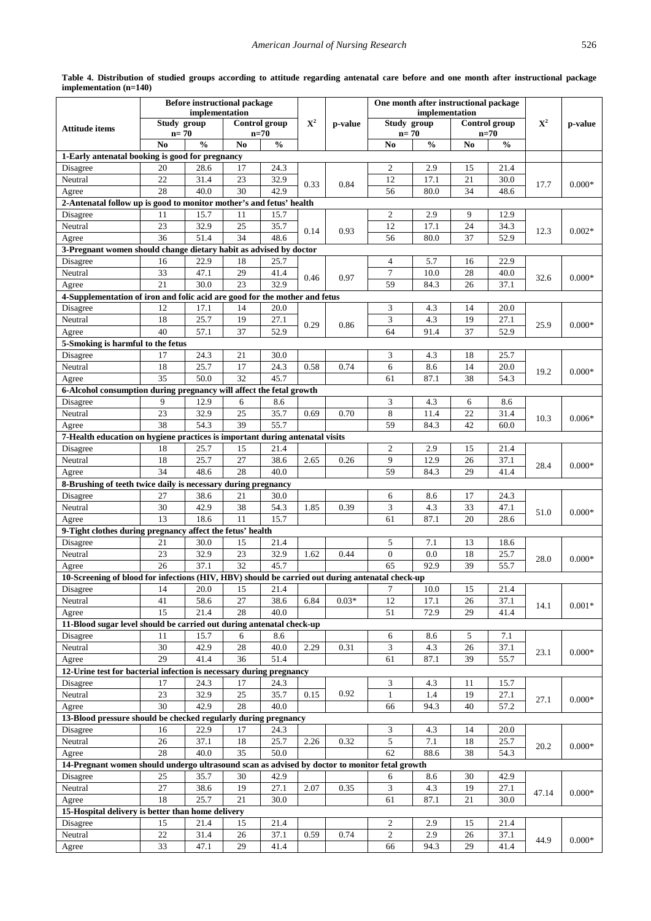**Table 4. Distribution of studied groups according to attitude regarding antenatal care before and one month after instructional package implementation (n=140)**

| Attitude items | Before instructional package implementation | | | | $X^2$ | p-value | One month after instructional package implementation | | | | $X^2$ | p-value |
|---|---|---|---|---|---|---|---|---|---|---|---|---|
| | Study group n= 70 | | Control group n=70 | | | | Study group n= 70 | | Control group n=70 | | | |
| | No | % | No | % | | | No | % | No | % | | |
| **1-Early antenatal booking is good for pregnancy** | | | | | | | | | | | | |
| Disagree | 20 | 28.6 | 17 | 24.3 | 0.33 | 0.84 | 2 | 2.9 | 15 | 21.4 | 17.7 | 0.000* |
| Neutral | 22 | 31.4 | 23 | 32.9 | | | 12 | 17.1 | 21 | 30.0 | | |
| Agree | 28 | 40.0 | 30 | 42.9 | | | 56 | 80.0 | 34 | 48.6 | | |
| **2-Antenatal follow up is good to monitor mother's and fetus' health** | | | | | | | | | | | | |
| Disagree | 11 | 15.7 | 11 | 15.7 | 0.14 | 0.93 | 2 | 2.9 | 9 | 12.9 | 12.3 | 0.002* |
| Neutral | 23 | 32.9 | 25 | 35.7 | | | 12 | 17.1 | 24 | 34.3 | | |
| Agree | 36 | 51.4 | 34 | 48.6 | | | 56 | 80.0 | 37 | 52.9 | | |
| **3-Pregnant women should change dietary habit as advised by doctor** | | | | | | | | | | | | |
| Disagree | 16 | 22.9 | 18 | 25.7 | 0.46 | 0.97 | 4 | 5.7 | 16 | 22.9 | 32.6 | 0.000* |
| Neutral | 33 | 47.1 | 29 | 41.4 | | | 7 | 10.0 | 28 | 40.0 | | |
| Agree | 21 | 30.0 | 23 | 32.9 | | | 59 | 84.3 | 26 | 37.1 | | |
| **4-Supplementation of iron and folic acid are good for the mother and fetus** | | | | | | | | | | | | |
| Disagree | 12 | 17.1 | 14 | 20.0 | 0.29 | 0.86 | 3 | 4.3 | 14 | 20.0 | 25.9 | 0.000* |
| Neutral | 18 | 25.7 | 19 | 27.1 | | | 3 | 4.3 | 19 | 27.1 | | |
| Agree | 40 | 57.1 | 37 | 52.9 | | | 64 | 91.4 | 37 | 52.9 | | |
| **5-Smoking is harmful to the fetus** | | | | | | | | | | | | |
| Disagree | 17 | 24.3 | 21 | 30.0 | 0.58 | 0.74 | 3 | 4.3 | 18 | 25.7 | 19.2 | 0.000* |
| Neutral | 18 | 25.7 | 17 | 24.3 | | | 6 | 8.6 | 14 | 20.0 | | |
| Agree | 35 | 50.0 | 32 | 45.7 | | | 61 | 87.1 | 38 | 54.3 | | |
| **6-Alcohol consumption during pregnancy will affect the fetal growth** | | | | | | | | | | | | |
| Disagree | 9 | 12.9 | 6 | 8.6 | 0.69 | 0.70 | 3 | 4.3 | 6 | 8.6 | 10.3 | 0.006* |
| Neutral | 23 | 32.9 | 25 | 35.7 | | | 8 | 11.4 | 22 | 31.4 | | |
| Agree | 38 | 54.3 | 39 | 55.7 | | | 59 | 84.3 | 42 | 60.0 | | |
| **7-Health education on hygiene practices is important during antenatal visits** | | | | | | | | | | | | |
| Disagree | 18 | 25.7 | 15 | 21.4 | 2.65 | 0.26 | 2 | 2.9 | 15 | 21.4 | 28.4 | 0.000* |
| Neutral | 18 | 25.7 | 27 | 38.6 | | | 9 | 12.9 | 26 | 37.1 | | |
| Agree | 34 | 48.6 | 28 | 40.0 | | | 59 | 84.3 | 29 | 41.4 | | |
| **8-Brushing of teeth twice daily is necessary during pregnancy** | | | | | | | | | | | | |
| Disagree | 27 | 38.6 | 21 | 30.0 | 1.85 | 0.39 | 6 | 8.6 | 17 | 24.3 | 51.0 | 0.000* |
| Neutral | 30 | 42.9 | 38 | 54.3 | | | 3 | 4.3 | 33 | 47.1 | | |
| Agree | 13 | 18.6 | 11 | 15.7 | | | 61 | 87.1 | 20 | 28.6 | | |
| **9-Tight clothes during pregnancy affect the fetus' health** | | | | | | | | | | | | |
| Disagree | 21 | 30.0 | 15 | 21.4 | 1.62 | 0.44 | 5 | 7.1 | 13 | 18.6 | 28.0 | 0.000* |
| Neutral | 23 | 32.9 | 23 | 32.9 | | | 0 | 0.0 | 18 | 25.7 | | |
| Agree | 26 | 37.1 | 32 | 45.7 | | | 65 | 92.9 | 39 | 55.7 | | |
| **10-Screening of blood for infections (HIV, HBV) should be carried out during antenatal check-up** | | | | | | | | | | | | |
| Disagree | 14 | 20.0 | 15 | 21.4 | 6.84 | 0.03* | 7 | 10.0 | 15 | 21.4 | 14.1 | 0.001* |
| Neutral | 41 | 58.6 | 27 | 38.6 | | | 12 | 17.1 | 26 | 37.1 | | |
| Agree | 15 | 21.4 | 28 | 40.0 | | | 51 | 72.9 | 29 | 41.4 | | |
| **11-Blood sugar level should be carried out during antenatal check-up** | | | | | | | | | | | | |
| Disagree | 11 | 15.7 | 6 | 8.6 | 2.29 | 0.31 | 6 | 8.6 | 5 | 7.1 | 23.1 | 0.000* |
| Neutral | 30 | 42.9 | 28 | 40.0 | | | 3 | 4.3 | 26 | 37.1 | | |
| Agree | 29 | 41.4 | 36 | 51.4 | | | 61 | 87.1 | 39 | 55.7 | | |
| **12-Urine test for bacterial infection is necessary during pregnancy** | | | | | | | | | | | | |
| Disagree | 17 | 24.3 | 17 | 24.3 | 0.15 | 0.92 | 3 | 4.3 | 11 | 15.7 | 27.1 | 0.000* |
| Neutral | 23 | 32.9 | 25 | 35.7 | | | 1 | 1.4 | 19 | 27.1 | | |
| Agree | 30 | 42.9 | 28 | 40.0 | | | 66 | 94.3 | 40 | 57.2 | | |
| **13-Blood pressure should be checked regularly during pregnancy** | | | | | | | | | | | | |
| Disagree | 16 | 22.9 | 17 | 24.3 | 2.26 | 0.32 | 3 | 4.3 | 14 | 20.0 | 20.2 | 0.000* |
| Neutral | 26 | 37.1 | 18 | 25.7 | | | 5 | 7.1 | 18 | 25.7 | | |
| Agree | 28 | 40.0 | 35 | 50.0 | | | 62 | 88.6 | 38 | 54.3 | | |
| **14-Pregnant women should undergo ultrasound scan as advised by doctor to monitor fetal growth** | | | | | | | | | | | | |
| Disagree | 25 | 35.7 | 30 | 42.9 | 2.07 | 0.35 | 6 | 8.6 | 30 | 42.9 | 47.14 | 0.000* |
| Neutral | 27 | 38.6 | 19 | 27.1 | | | 3 | 4.3 | 19 | 27.1 | | |
| Agree | 18 | 25.7 | 21 | 30.0 | | | 61 | 87.1 | 21 | 30.0 | | |
| **15-Hospital delivery is better than home delivery** | | | | | | | | | | | | |
| Disagree | 15 | 21.4 | 15 | 21.4 | 0.59 | 0.74 | 2 | 2.9 | 15 | 21.4 | 44.9 | 0.000* |
| Neutral | 22 | 31.4 | 26 | 37.1 | | | 2 | 2.9 | 26 | 37.1 | | |
| Agree | 33 | 47.1 | 29 | 41.4 | | | 66 | 94.3 | 29 | 41.4 | | |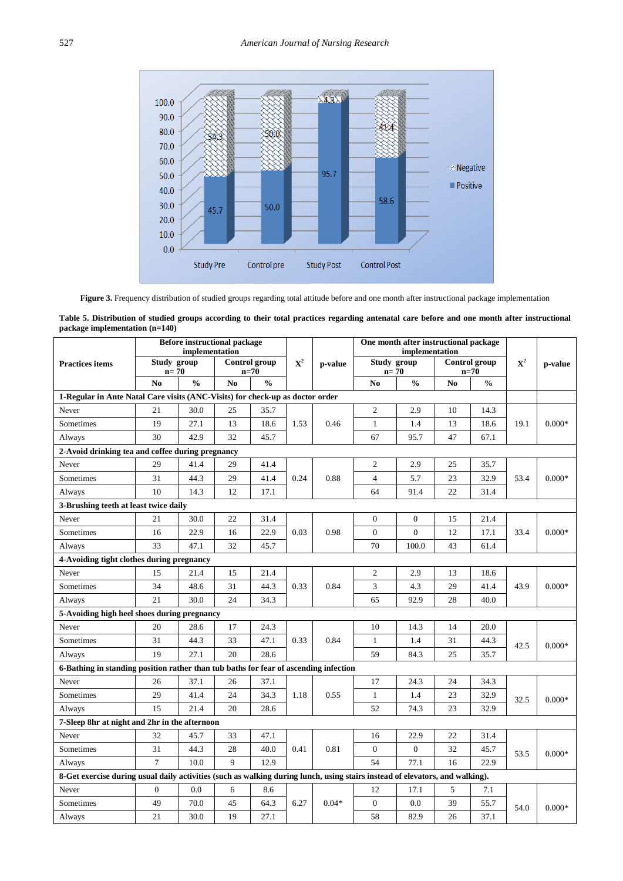**Figure 3.** Frequency distribution of studied groups regarding total attitude before and one month after instructional package implementation

**Table 5. Distribution of studied groups according to their total practices regarding antenatal care before and one month after instructional package implementation (n=140)**

| Practices items | Before instructional package implementation | | | | $X^2$ | p-value | One month after instructional package implementation | | | | $X^2$ | p-value |
|---|---|---|---|---|---|---|---|---|---|---|---|---|
| | Study group n= 70 | | Control group n=70 | | | | Study group n= 70 | | Control group n=70 | | | |
| | No | % | No | % | | | No | % | No | % | | |
| **1-Regular in Ante Natal Care visits (ANC-Visits) for check-up as doctor order** | | | | | | | | | | | | |
| Never | 21 | 30.0 | 25 | 35.7 | 1.53 | 0.46 | 2 | 2.9 | 10 | 14.3 | 19.1 | 0.000* |
| Sometimes | 19 | 27.1 | 13 | 18.6 | | | 1 | 1.4 | 13 | 18.6 | | |
| Always | 30 | 42.9 | 32 | 45.7 | | | 67 | 95.7 | 47 | 67.1 | | |
| **2-Avoid drinking tea and coffee during pregnancy** | | | | | | | | | | | | |
| Never | 29 | 41.4 | 29 | 41.4 | 0.24 | 0.88 | 2 | 2.9 | 25 | 35.7 | 53.4 | 0.000* |
| Sometimes | 31 | 44.3 | 29 | 41.4 | | | 4 | 5.7 | 23 | 32.9 | | |
| Always | 10 | 14.3 | 12 | 17.1 | | | 64 | 91.4 | 22 | 31.4 | | |
| **3-Brushing teeth at least twice daily** | | | | | | | | | | | | |
| Never | 21 | 30.0 | 22 | 31.4 | 0.03 | 0.98 | 0 | 0 | 15 | 21.4 | 33.4 | 0.000* |
| Sometimes | 16 | 22.9 | 16 | 22.9 | | | 0 | 0 | 12 | 17.1 | | |
| Always | 33 | 47.1 | 32 | 45.7 | | | 70 | 100.0 | 43 | 61.4 | | |
| **4-Avoiding tight clothes during pregnancy** | | | | | | | | | | | | |
| Never | 15 | 21.4 | 15 | 21.4 | 0.33 | 0.84 | 2 | 2.9 | 13 | 18.6 | 43.9 | 0.000* |
| Sometimes | 34 | 48.6 | 31 | 44.3 | | | 3 | 4.3 | 29 | 41.4 | | |
| Always | 21 | 30.0 | 24 | 34.3 | | | 65 | 92.9 | 28 | 40.0 | | |
| **5-Avoiding high heel shoes during pregnancy** | | | | | | | | | | | | |
| Never | 20 | 28.6 | 17 | 24.3 | 0.33 | 0.84 | 10 | 14.3 | 14 | 20.0 | 42.5 | 0.000* |
| Sometimes | 31 | 44.3 | 33 | 47.1 | | | 1 | 1.4 | 31 | 44.3 | | |
| Always | 19 | 27.1 | 20 | 28.6 | | | 59 | 84.3 | 25 | 35.7 | | |
| **6-Bathing in standing position rather than tub baths for fear of ascending infection** | | | | | | | | | | | | |
| Never | 26 | 37.1 | 26 | 37.1 | 1.18 | 0.55 | 17 | 24.3 | 24 | 34.3 | 32.5 | 0.000* |
| Sometimes | 29 | 41.4 | 24 | 34.3 | | | 1 | 1.4 | 23 | 32.9 | | |
| Always | 15 | 21.4 | 20 | 28.6 | | | 52 | 74.3 | 23 | 32.9 | | |
| **7-Sleep 8hr at night and 2hr in the afternoon** | | | | | | | | | | | | |
| Never | 32 | 45.7 | 33 | 47.1 | 0.41 | 0.81 | 16 | 22.9 | 22 | 31.4 | 53.5 | 0.000* |
| Sometimes | 31 | 44.3 | 28 | 40.0 | | | 0 | 0 | 32 | 45.7 | | |
| Always | 7 | 10.0 | 9 | 12.9 | | | 54 | 77.1 | 16 | 22.9 | | |
| **8-Get exercise during usual daily activities (such as walking during lunch, using stairs instead of elevators, and walking).** | | | | | | | | | | | | |
| Never | 0 | 0.0 | 6 | 8.6 | 6.27 | 0.04* | 12 | 17.1 | 5 | 7.1 | 54.0 | 0.000* |
| Sometimes | 49 | 70.0 | 45 | 64.3 | | | 0 | 0.0 | 39 | 55.7 | | |
| Always | 21 | 30.0 | 19 | 27.1 | | | 58 | 82.9 | 26 | 37.1 | | |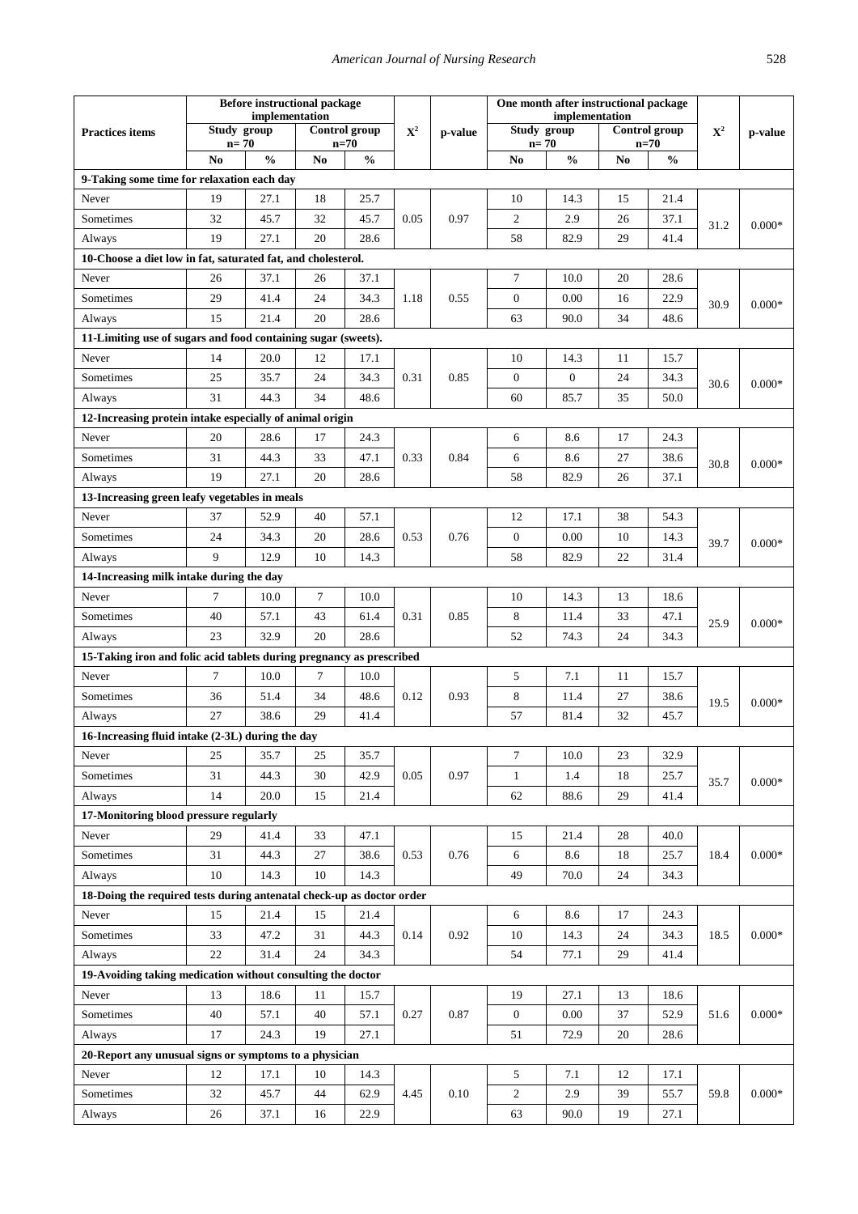| Practices items | Before instructional package implementation | | | | $X^2$ | p-value | One month after instructional package implementation | | | | $X^2$ | p-value |
|---|---|---|---|---|---|---|---|---|---|---|---|---|
| | Study group n= 70 | | Control group n=70 | | | | Study group n= 70 | | Control group n=70 | | | |
| | No | % | No | % | | | No | % | No | % | | |
| **9-Taking some time for relaxation each day** | | | | | | | | | | | | |
| Never | 19 | 27.1 | 18 | 25.7 | 0.05 | 0.97 | 10 | 14.3 | 15 | 21.4 | 31.2 | 0.000* |
| Sometimes | 32 | 45.7 | 32 | 45.7 | | | 2 | 2.9 | 26 | 37.1 | | |
| Always | 19 | 27.1 | 20 | 28.6 | | | 58 | 82.9 | 29 | 41.4 | | |
| **10-Choose a diet low in fat, saturated fat, and cholesterol.** | | | | | | | | | | | | |
| Never | 26 | 37.1 | 26 | 37.1 | 1.18 | 0.55 | 7 | 10.0 | 20 | 28.6 | 30.9 | 0.000* |
| Sometimes | 29 | 41.4 | 24 | 34.3 | | | 0 | 0.00 | 16 | 22.9 | | |
| Always | 15 | 21.4 | 20 | 28.6 | | | 63 | 90.0 | 34 | 48.6 | | |
| **11-Limiting use of sugars and food containing sugar (sweets).** | | | | | | | | | | | | |
| Never | 14 | 20.0 | 12 | 17.1 | 0.31 | 0.85 | 10 | 14.3 | 11 | 15.7 | 30.6 | 0.000* |
| Sometimes | 25 | 35.7 | 24 | 34.3 | | | 0 | 0 | 24 | 34.3 | | |
| Always | 31 | 44.3 | 34 | 48.6 | | | 60 | 85.7 | 35 | 50.0 | | |
| **12-Increasing protein intake especially of animal origin** | | | | | | | | | | | | |
| Never | 20 | 28.6 | 17 | 24.3 | 0.33 | 0.84 | 6 | 8.6 | 17 | 24.3 | 30.8 | 0.000* |
| Sometimes | 31 | 44.3 | 33 | 47.1 | | | 6 | 8.6 | 27 | 38.6 | | |
| Always | 19 | 27.1 | 20 | 28.6 | | | 58 | 82.9 | 26 | 37.1 | | |
| **13-Increasing green leafy vegetables in meals** | | | | | | | | | | | | |
| Never | 37 | 52.9 | 40 | 57.1 | 0.53 | 0.76 | 12 | 17.1 | 38 | 54.3 | 39.7 | 0.000* |
| Sometimes | 24 | 34.3 | 20 | 28.6 | | | 0 | 0.00 | 10 | 14.3 | | |
| Always | 9 | 12.9 | 10 | 14.3 | | | 58 | 82.9 | 22 | 31.4 | | |
| **14-Increasing milk intake during the day** | | | | | | | | | | | | |
| Never | 7 | 10.0 | 7 | 10.0 | 0.31 | 0.85 | 10 | 14.3 | 13 | 18.6 | 25.9 | 0.000* |
| Sometimes | 40 | 57.1 | 43 | 61.4 | | | 8 | 11.4 | 33 | 47.1 | | |
| Always | 23 | 32.9 | 20 | 28.6 | | | 52 | 74.3 | 24 | 34.3 | | |
| **15-Taking iron and folic acid tablets during pregnancy as prescribed** | | | | | | | | | | | | |
| Never | 7 | 10.0 | 7 | 10.0 | 0.12 | 0.93 | 5 | 7.1 | 11 | 15.7 | 19.5 | 0.000* |
| Sometimes | 36 | 51.4 | 34 | 48.6 | | | 8 | 11.4 | 27 | 38.6 | | |
| Always | 27 | 38.6 | 29 | 41.4 | | | 57 | 81.4 | 32 | 45.7 | | |
| **16-Increasing fluid intake (2-3L) during the day** | | | | | | | | | | | | |
| Never | 25 | 35.7 | 25 | 35.7 | 0.05 | 0.97 | 7 | 10.0 | 23 | 32.9 | 35.7 | 0.000* |
| Sometimes | 31 | 44.3 | 30 | 42.9 | | | 1 | 1.4 | 18 | 25.7 | | |
| Always | 14 | 20.0 | 15 | 21.4 | | | 62 | 88.6 | 29 | 41.4 | | |
| **17-Monitoring blood pressure regularly** | | | | | | | | | | | | |
| Never | 29 | 41.4 | 33 | 47.1 | 0.53 | 0.76 | 15 | 21.4 | 28 | 40.0 | 18.4 | 0.000* |
| Sometimes | 31 | 44.3 | 27 | 38.6 | | | 6 | 8.6 | 18 | 25.7 | | |
| Always | 10 | 14.3 | 10 | 14.3 | | | 49 | 70.0 | 24 | 34.3 | | |
| **18-Doing the required tests during antenatal check-up as doctor order** | | | | | | | | | | | | |
| Never | 15 | 21.4 | 15 | 21.4 | 0.14 | 0.92 | 6 | 8.6 | 17 | 24.3 | 18.5 | 0.000* |
| Sometimes | 33 | 47.2 | 31 | 44.3 | | | 10 | 14.3 | 24 | 34.3 | | |
| Always | 22 | 31.4 | 24 | 34.3 | | | 54 | 77.1 | 29 | 41.4 | | |
| **19-Avoiding taking medication without consulting the doctor** | | | | | | | | | | | | |
| Never | 13 | 18.6 | 11 | 15.7 | 0.27 | 0.87 | 19 | 27.1 | 13 | 18.6 | 51.6 | 0.000* |
| Sometimes | 40 | 57.1 | 40 | 57.1 | | | 0 | 0.00 | 37 | 52.9 | | |
| Always | 17 | 24.3 | 19 | 27.1 | | | 51 | 72.9 | 20 | 28.6 | | |
| **20-Report any unusual signs or symptoms to a physician** | | | | | | | | | | | | |
| Never | 12 | 17.1 | 10 | 14.3 | 4.45 | 0.10 | 5 | 7.1 | 12 | 17.1 | 59.8 | 0.000* |
| Sometimes | 32 | 45.7 | 44 | 62.9 | | | 2 | 2.9 | 39 | 55.7 | | |
| Always | 26 | 37.1 | 16 | 22.9 | | | 63 | 90.0 | 19 | 27.1 | | |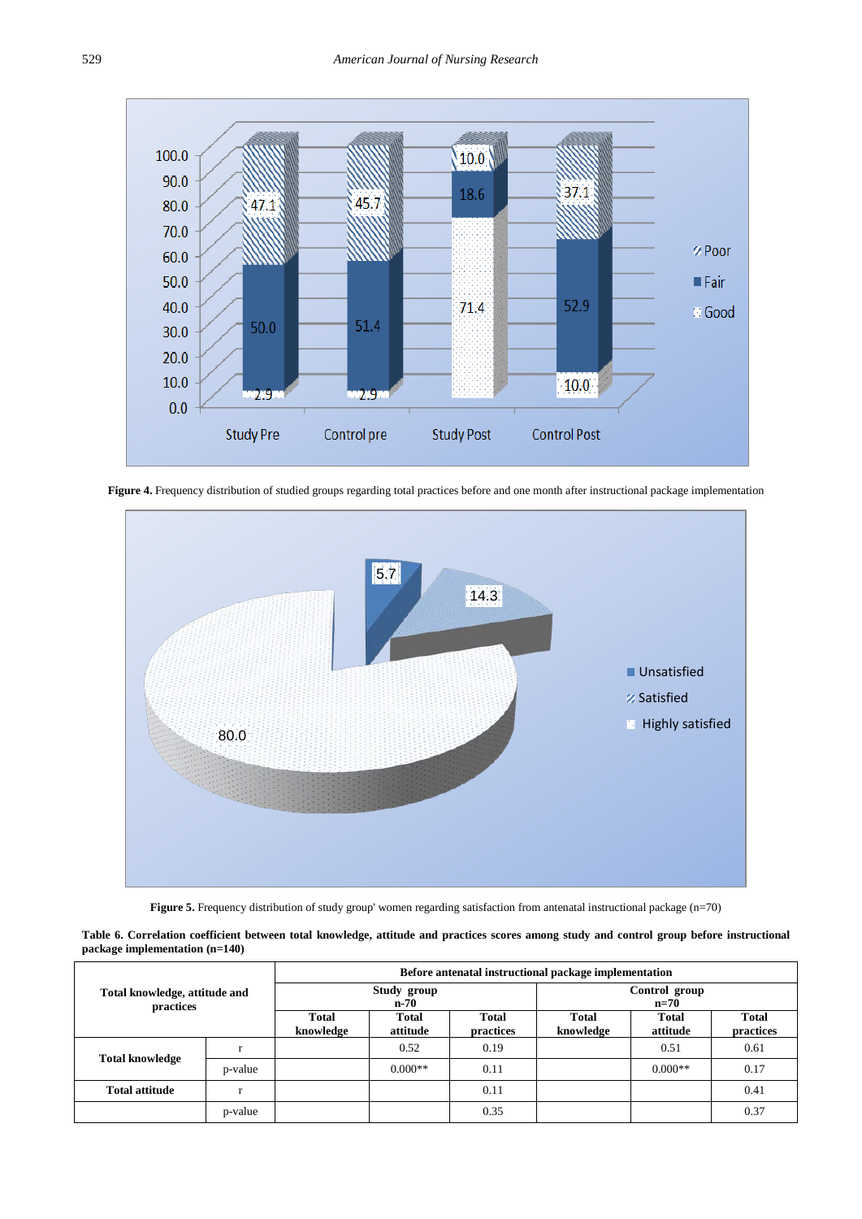**Figure 4.** Frequency distribution of studied groups regarding total practices before and one month after instructional package implementation

**Figure 5.** Frequency distribution of study group' women regarding satisfaction from antenatal instructional package (n=70)

**Table 6. Correlation coefficient between total knowledge, attitude and practices scores among study and control group before instructional package implementation (n=140)**

| Total knowledge, attitude and practices | | Before antenatal instructional package implementation | | | | | |
|---|---|---|---|---|---|---|---|
| | | Study group n-70 | | | Control group n=70 | | |
| | | Total knowledge | Total attitude | Total practices | Total knowledge | Total attitude | Total practices |
| **Total knowledge** | r | | 0.52 | 0.19 | | 0.51 | 0.61 |
| | p-value | | 0.000** | 0.11 | | 0.000** | 0.17 |
| **Total attitude** | r | | | 0.11 | | | 0.41 |
| | p-value | | | 0.35 | | | 0.37 |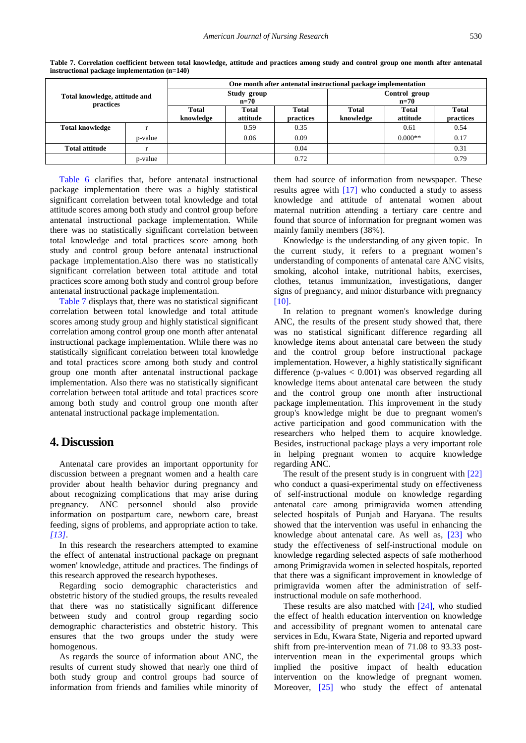**Table 7. Correlation coefficient between total knowledge, attitude and practices among study and control group one month after antenatal instructional package implementation (n=140)**

| Total knowledge, attitude and practices | | One month after antenatal instructional package implementation | | | | | |
|---|---|---|---|---|---|---|---|
| | | Study group n=70 | | | Control group n=70 | | |
| | | Total knowledge | Total attitude | Total practices | Total knowledge | Total attitude | Total practices |
| **Total knowledge** | r | | 0.59 | 0.35 | | 0.61 | 0.54 |
| | p-value | | 0.06 | 0.09 | | 0.000** | 0.17 |
| **Total attitude** | r | | | 0.04 | | | 0.31 |
| | p-value | | | 0.72 | | | 0.79 |

Table 6 clarifies that, before antenatal instructional package implementation there was a highly statistical significant correlation between total knowledge and total attitude scores among both study and control group before antenatal instructional package implementation. While there was no statistically significant correlation between total knowledge and total practices score among both study and control group before antenatal instructional package implementation.Also there was no statistically significant correlation between total attitude and total practices score among both study and control group before antenatal instructional package implementation.

Table 7 displays that, there was no statistical significant correlation between total knowledge and total attitude scores among study group and highly statistical significant correlation among control group one month after antenatal instructional package implementation. While there was no statistically significant correlation between total knowledge and total practices score among both study and control group one month after antenatal instructional package implementation. Also there was no statistically significant correlation between total attitude and total practices score among both study and control group one month after antenatal instructional package implementation.

## 4. Discussion

Antenatal care provides an important opportunity for discussion between a pregnant women and a health care provider about health behavior during pregnancy and about recognizing complications that may arise during pregnancy. ANC personnel should also provide information on postpartum care, newborn care, breast feeding, signs of problems, and appropriate action to take. *[13]*.

In this research the researchers attempted to examine the effect of antenatal instructional package on pregnant women' knowledge, attitude and practices. The findings of this research approved the research hypotheses.

Regarding socio demographic characteristics and obstetric history of the studied groups, the results revealed that there was no statistically significant difference between study and control group regarding socio demographic characteristics and obstetric history. This ensures that the two groups under the study were homogenous.

As regards the source of information about ANC, the results of current study showed that nearly one third of both study group and control groups had source of information from friends and families while minority of them had source of information from newspaper. These results agree with [17] who conducted a study to assess knowledge and attitude of antenatal women about maternal nutrition attending a tertiary care centre and found that source of information for pregnant women was mainly family members (38%).

Knowledge is the understanding of any given topic. In the current study, it refers to a pregnant women's understanding of components of antenatal care ANC visits, smoking, alcohol intake, nutritional habits, exercises, clothes, tetanus immunization, investigations, danger signs of pregnancy, and minor disturbance with pregnancy [10].

In relation to pregnant women's knowledge during ANC, the results of the present study showed that, there was no statistical significant difference regarding all knowledge items about antenatal care between the study and the control group before instructional package implementation. However, a highly statistically significant difference (p-values $< 0.001$) was observed regarding all knowledge items about antenatal care between the study and the control group one month after instructional package implementation. This improvement in the study group's knowledge might be due to pregnant women's active participation and good communication with the researchers who helped them to acquire knowledge. Besides, instructional package plays a very important role in helping pregnant women to acquire knowledge regarding ANC.

The result of the present study is in congruent with [22] who conduct a quasi-experimental study on effectiveness of self-instructional module on knowledge regarding antenatal care among primigravida women attending selected hospitals of Punjab and Haryana. The results showed that the intervention was useful in enhancing the knowledge about antenatal care. As well as, [23] who study the effectiveness of self-instructional module on knowledge regarding selected aspects of safe motherhood among Primigravida women in selected hospitals, reported that there was a significant improvement in knowledge of primigravida women after the administration of self-instructional module on safe motherhood.

These results are also matched with [24], who studied the effect of health education intervention on knowledge and accessibility of pregnant women to antenatal care services in Edu, Kwara State, Nigeria and reported upward shift from pre-intervention mean of 71.08 to 93.33 post-intervention mean in the experimental groups which implied the positive impact of health education intervention on the knowledge of pregnant women. Moreover, [25] who study the effect of antenatal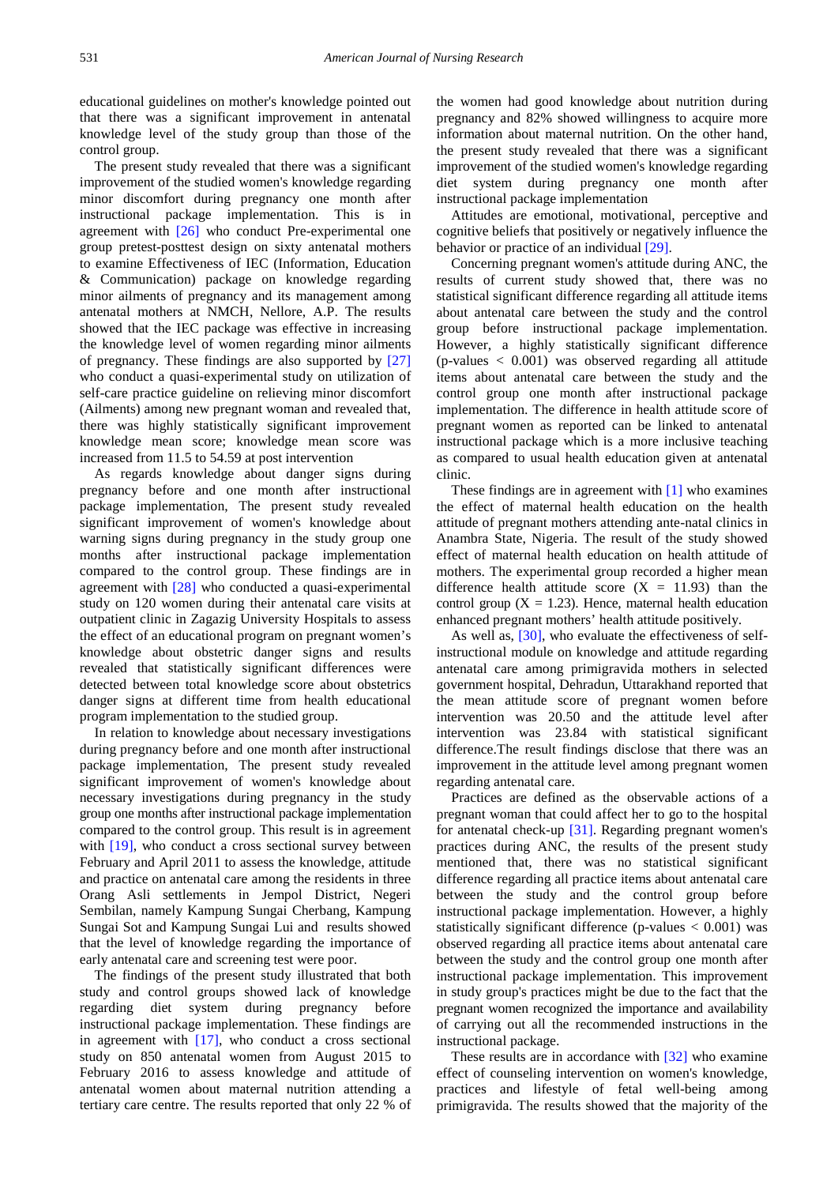educational guidelines on mother's knowledge pointed out that there was a significant improvement in antenatal knowledge level of the study group than those of the control group.

The present study revealed that there was a significant improvement of the studied women's knowledge regarding minor discomfort during pregnancy one month after instructional package implementation. This is in agreement with [26] who conduct Pre-experimental one group pretest-posttest design on sixty antenatal mothers to examine Effectiveness of IEC (Information, Education & Communication) package on knowledge regarding minor ailments of pregnancy and its management among antenatal mothers at NMCH, Nellore, A.P. The results showed that the IEC package was effective in increasing the knowledge level of women regarding minor ailments of pregnancy. These findings are also supported by [27] who conduct a quasi-experimental study on utilization of self-care practice guideline on relieving minor discomfort (Ailments) among new pregnant woman and revealed that, there was highly statistically significant improvement knowledge mean score; knowledge mean score was increased from 11.5 to 54.59 at post intervention

As regards knowledge about danger signs during pregnancy before and one month after instructional package implementation, The present study revealed significant improvement of women's knowledge about warning signs during pregnancy in the study group one months after instructional package implementation compared to the control group. These findings are in agreement with [28] who conducted a quasi-experimental study on 120 women during their antenatal care visits at outpatient clinic in Zagazig University Hospitals to assess the effect of an educational program on pregnant women's knowledge about obstetric danger signs and results revealed that statistically significant differences were detected between total knowledge score about obstetrics danger signs at different time from health educational program implementation to the studied group.

In relation to knowledge about necessary investigations during pregnancy before and one month after instructional package implementation, The present study revealed significant improvement of women's knowledge about necessary investigations during pregnancy in the study group one months after instructional package implementation compared to the control group. This result is in agreement with [19], who conduct a cross sectional survey between February and April 2011 to assess the knowledge, attitude and practice on antenatal care among the residents in three Orang Asli settlements in Jempol District, Negeri Sembilan, namely Kampung Sungai Cherbang, Kampung Sungai Sot and Kampung Sungai Lui and results showed that the level of knowledge regarding the importance of early antenatal care and screening test were poor.

The findings of the present study illustrated that both study and control groups showed lack of knowledge regarding diet system during pregnancy before instructional package implementation. These findings are in agreement with [17], who conduct a cross sectional study on 850 antenatal women from August 2015 to February 2016 to assess knowledge and attitude of antenatal women about maternal nutrition attending a tertiary care centre. The results reported that only 22 % of the women had good knowledge about nutrition during pregnancy and 82% showed willingness to acquire more information about maternal nutrition. On the other hand, the present study revealed that there was a significant improvement of the studied women's knowledge regarding diet system during pregnancy one month after instructional package implementation

Attitudes are emotional, motivational, perceptive and cognitive beliefs that positively or negatively influence the behavior or practice of an individual [29].

Concerning pregnant women's attitude during ANC, the results of current study showed that, there was no statistical significant difference regarding all attitude items about antenatal care between the study and the control group before instructional package implementation. However, a highly statistically significant difference (p-values $< 0.001$) was observed regarding all attitude items about antenatal care between the study and the control group one month after instructional package implementation. The difference in health attitude score of pregnant women as reported can be linked to antenatal instructional package which is a more inclusive teaching as compared to usual health education given at antenatal clinic.

These findings are in agreement with [1] who examines the effect of maternal health education on the health attitude of pregnant mothers attending ante-natal clinics in Anambra State, Nigeria. The result of the study showed effect of maternal health education on health attitude of mothers. The experimental group recorded a higher mean difference health attitude score ($X = 11.93$) than the control group ($X = 1.23$). Hence, maternal health education enhanced pregnant mothers' health attitude positively.

As well as, [30], who evaluate the effectiveness of self-instructional module on knowledge and attitude regarding antenatal care among primigravida mothers in selected government hospital, Dehradun, Uttarakhand reported that the mean attitude score of pregnant women before intervention was 20.50 and the attitude level after intervention was 23.84 with statistical significant difference.The result findings disclose that there was an improvement in the attitude level among pregnant women regarding antenatal care.

Practices are defined as the observable actions of a pregnant woman that could affect her to go to the hospital for antenatal check-up [31]. Regarding pregnant women's practices during ANC, the results of the present study mentioned that, there was no statistical significant difference regarding all practice items about antenatal care between the study and the control group before instructional package implementation. However, a highly statistically significant difference (p-values $< 0.001$) was observed regarding all practice items about antenatal care between the study and the control group one month after instructional package implementation. This improvement in study group's practices might be due to the fact that the pregnant women recognized the importance and availability of carrying out all the recommended instructions in the instructional package.

These results are in accordance with [32] who examine effect of counseling intervention on women's knowledge, practices and lifestyle of fetal well-being among primigravida. The results showed that the majority of the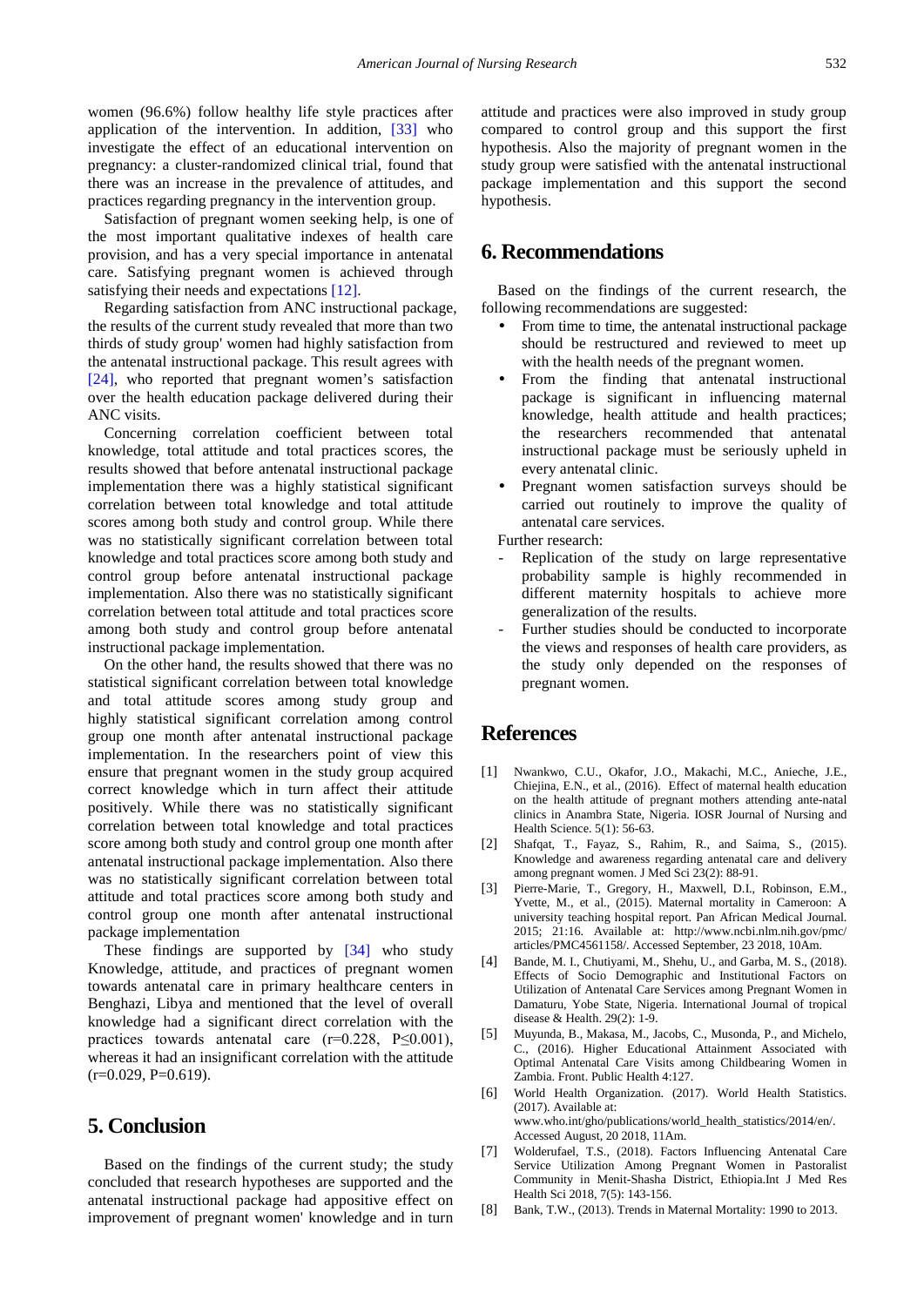women (96.6%) follow healthy life style practices after application of the intervention. In addition, [33] who investigate the effect of an educational intervention on pregnancy: a cluster-randomized clinical trial, found that there was an increase in the prevalence of attitudes, and practices regarding pregnancy in the intervention group.

Satisfaction of pregnant women seeking help, is one of the most important qualitative indexes of health care provision, and has a very special importance in antenatal care. Satisfying pregnant women is achieved through satisfying their needs and expectations [12].

Regarding satisfaction from ANC instructional package, the results of the current study revealed that more than two thirds of study group' women had highly satisfaction from the antenatal instructional package. This result agrees with [24], who reported that pregnant women's satisfaction over the health education package delivered during their ANC visits.

Concerning correlation coefficient between total knowledge, total attitude and total practices scores, the results showed that before antenatal instructional package implementation there was a highly statistical significant correlation between total knowledge and total attitude scores among both study and control group. While there was no statistically significant correlation between total knowledge and total practices score among both study and control group before antenatal instructional package implementation. Also there was no statistically significant correlation between total attitude and total practices score among both study and control group before antenatal instructional package implementation.

On the other hand, the results showed that there was no statistical significant correlation between total knowledge and total attitude scores among study group and highly statistical significant correlation among control group one month after antenatal instructional package implementation. In the researchers point of view this ensure that pregnant women in the study group acquired correct knowledge which in turn affect their attitude positively. While there was no statistically significant correlation between total knowledge and total practices score among both study and control group one month after antenatal instructional package implementation. Also there was no statistically significant correlation between total attitude and total practices score among both study and control group one month after antenatal instructional package implementation

These findings are supported by [34] who study Knowledge, attitude, and practices of pregnant women towards antenatal care in primary healthcare centers in Benghazi, Libya and mentioned that the level of overall knowledge had a significant direct correlation with the practices towards antenatal care ($r=0.228$, $P \leq 0.001$), whereas it had an insignificant correlation with the attitude ($r=0.029$, $P=0.619$).

## 5. Conclusion

Based on the findings of the current study; the study concluded that research hypotheses are supported and the antenatal instructional package had appositive effect on improvement of pregnant women' knowledge and in turn attitude and practices were also improved in study group compared to control group and this support the first hypothesis. Also the majority of pregnant women in the study group were satisfied with the antenatal instructional package implementation and this support the second hypothesis.

## 6. Recommendations

Based on the findings of the current research, the following recommendations are suggested:

- From time to time, the antenatal instructional package should be restructured and reviewed to meet up with the health needs of the pregnant women.
- From the finding that antenatal instructional package is significant in influencing maternal knowledge, health attitude and health practices; the researchers recommended that antenatal instructional package must be seriously upheld in every antenatal clinic.
- Pregnant women satisfaction surveys should be carried out routinely to improve the quality of antenatal care services.

Further research:

- Replication of the study on large representative probability sample is highly recommended in different maternity hospitals to achieve more generalization of the results.
- Further studies should be conducted to incorporate the views and responses of health care providers, as the study only depended on the responses of pregnant women.

## References

[1] Nwankwo, C.U., Okafor, J.O., Makachi, M.C., Anieche, J.E., Chiejina, E.N., et al., (2016). Effect of maternal health education on the health attitude of pregnant mothers attending ante-natal clinics in Anambra State, Nigeria. IOSR Journal of Nursing and Health Science. 5(1): 56-63.

[2] Shafqat, T., Fayaz, S., Rahim, R., and Saima, S., (2015). Knowledge and awareness regarding antenatal care and delivery among pregnant women. J Med Sci 23(2): 88-91.

[3] Pierre-Marie, T., Gregory, H., Maxwell, D.I., Robinson, E.M., Yvette, M., et al., (2015). Maternal mortality in Cameroon: A university teaching hospital report. Pan African Medical Journal. 2015; 21:16. Available at: http://www.ncbi.nlm.nih.gov/pmc/articles/PMC4561158/. Accessed September, 23 2018, 10Am.

[4] Bande, M. I., Chutiyami, M., Shehu, U., and Garba, M. S., (2018). Effects of Socio Demographic and Institutional Factors on Utilization of Antenatal Care Services among Pregnant Women in Damaturu, Yobe State, Nigeria. International Journal of tropical disease & Health. 29(2): 1-9.

[5] Muyunda, B., Makasa, M., Jacobs, C., Musonda, P., and Michelo, C., (2016). Higher Educational Attainment Associated with Optimal Antenatal Care Visits among Childbearing Women in Zambia. Front. Public Health 4:127.

[6] World Health Organization. (2017). World Health Statistics. (2017). Available at: www.who.int/gho/publications/world_health_statistics/2014/en/. Accessed August, 20 2018, 11Am.

[7] Wolderufael, T.S., (2018). Factors Influencing Antenatal Care Service Utilization Among Pregnant Women in Pastoralist Community in Menit-Shasha District, Ethiopia.Int J Med Res Health Sci 2018, 7(5): 143-156.

[8] Bank, T.W., (2013). Trends in Maternal Mortality: 1990 to 2013.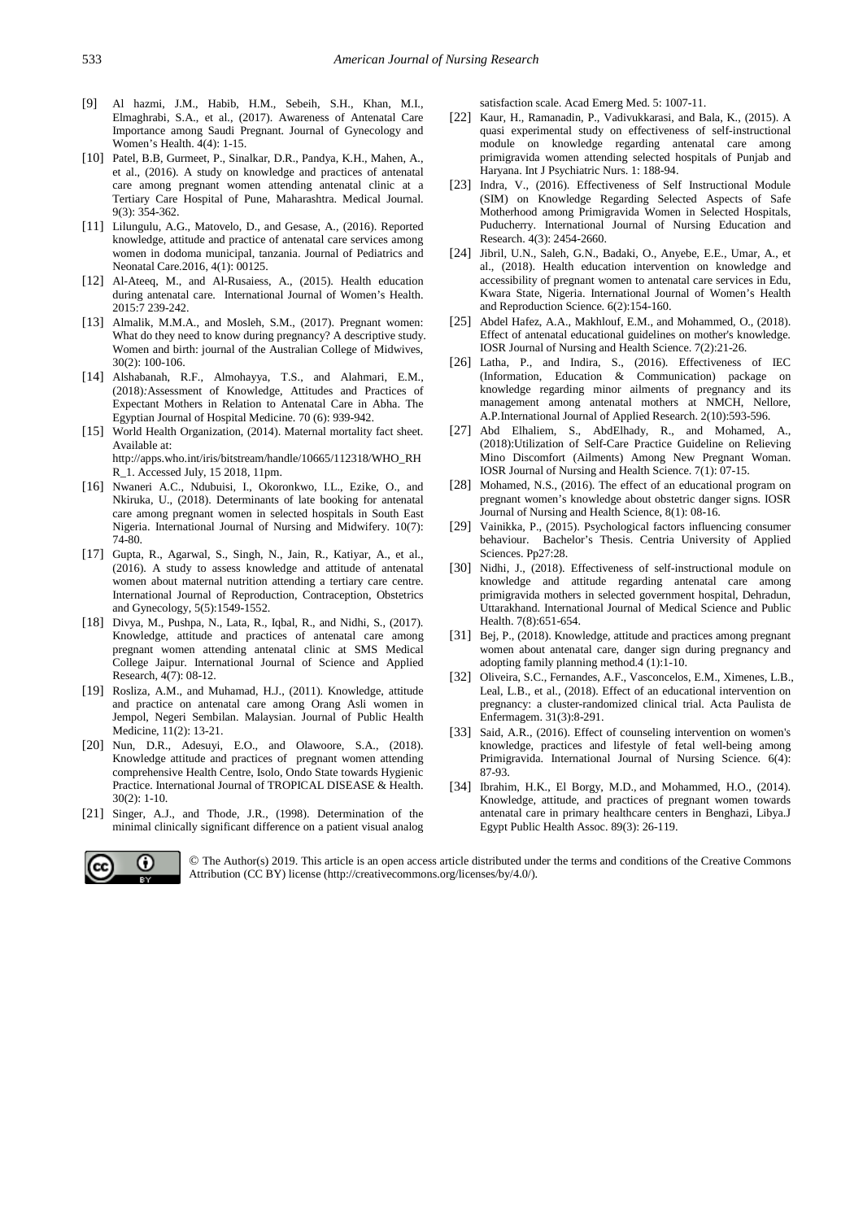[9] Al hazmi, J.M., Habib, H.M., Sebeih, S.H., Khan, M.I., Elmaghrabi, S.A., et al., (2017). Awareness of Antenatal Care Importance among Saudi Pregnant. Journal of Gynecology and Women's Health. 4(4): 1-15.

[10] Patel, B.B, Gurmeet, P., Sinalkar, D.R., Pandya, K.H., Mahen, A., et al., (2016). A study on knowledge and practices of antenatal care among pregnant women attending antenatal clinic at a Tertiary Care Hospital of Pune, Maharashtra. Medical Journal. 9(3): 354-362.

[11] Lilungulu, A.G., Matovelo, D., and Gesase, A., (2016). Reported knowledge, attitude and practice of antenatal care services among women in dodoma municipal, tanzania. Journal of Pediatrics and Neonatal Care.2016, 4(1): 00125.

[12] Al-Ateeq, M., and Al-Rusaiess, A., (2015). Health education during antenatal care. International Journal of Women's Health. 2015:7 239-242.

[13] Almalik, M.M.A., and Mosleh, S.M., (2017). Pregnant women: What do they need to know during pregnancy? A descriptive study. Women and birth: journal of the Australian College of Midwives, 30(2): 100-106.

[14] Alshabanah, R.F., Almohayya, T.S., and Alahmari, E.M., (2018):Assessment of Knowledge, Attitudes and Practices of Expectant Mothers in Relation to Antenatal Care in Abha. The Egyptian Journal of Hospital Medicine. 70 (6): 939-942.

[15] World Health Organization, (2014). Maternal mortality fact sheet. Available at: http://apps.who.int/iris/bitstream/handle/10665/112318/WHO_RHR_1. Accessed July, 15 2018, 11pm.

[16] Nwaneri A.C., Ndubuisi, I., Okoronkwo, I.L., Ezike, O., and Nkiruka, U., (2018). Determinants of late booking for antenatal care among pregnant women in selected hospitals in South East Nigeria. International Journal of Nursing and Midwifery. 10(7): 74-80.

[17] Gupta, R., Agarwal, S., Singh, N., Jain, R., Katiyar, A., et al., (2016). A study to assess knowledge and attitude of antenatal women about maternal nutrition attending a tertiary care centre. International Journal of Reproduction, Contraception, Obstetrics and Gynecology, 5(5):1549-1552.

[18] Divya, M., Pushpa, N., Lata, R., Iqbal, R., and Nidhi, S., (2017). Knowledge, attitude and practices of antenatal care among pregnant women attending antenatal clinic at SMS Medical College Jaipur. International Journal of Science and Applied Research, 4(7): 08-12.

[19] Rosliza, A.M., and Muhamad, H.J., (2011). Knowledge, attitude and practice on antenatal care among Orang Asli women in Jempol, Negeri Sembilan. Malaysian. Journal of Public Health Medicine, 11(2): 13-21.

[20] Nun, D.R., Adesuyi, E.O., and Olawoore, S.A., (2018). Knowledge attitude and practices of pregnant women attending comprehensive Health Centre, Isolo, Ondo State towards Hygienic Practice. International Journal of TROPICAL DISEASE & Health. 30(2): 1-10.

[21] Singer, A.J., and Thode, J.R., (1998). Determination of the minimal clinically significant difference on a patient visual analog satisfaction scale. Acad Emerg Med. 5: 1007-11.

[22] Kaur, H., Ramanadin, P., Vadivukkarasi, and Bala, K., (2015). A quasi experimental study on effectiveness of self-instructional module on knowledge regarding antenatal care among primigravida women attending selected hospitals of Punjab and Haryana. Int J Psychiatric Nurs. 1: 188-94.

[23] Indra, V., (2016). Effectiveness of Self Instructional Module (SIM) on Knowledge Regarding Selected Aspects of Safe Motherhood among Primigravida Women in Selected Hospitals, Puducherry. International Journal of Nursing Education and Research. 4(3): 2454-2660.

[24] Jibril, U.N., Saleh, G.N., Badaki, O., Anyebe, E.E., Umar, A., et al., (2018). Health education intervention on knowledge and accessibility of pregnant women to antenatal care services in Edu, Kwara State, Nigeria. International Journal of Women's Health and Reproduction Science. 6(2):154-160.

[25] Abdel Hafez, A.A., Makhlouf, E.M., and Mohammed, O., (2018). Effect of antenatal educational guidelines on mother's knowledge. IOSR Journal of Nursing and Health Science. 7(2):21-26.

[26] Latha, P., and Indira, S., (2016). Effectiveness of IEC (Information, Education & Communication) package on knowledge regarding minor ailments of pregnancy and its management among antenatal mothers at NMCH, Nellore, A.P.International Journal of Applied Research. 2(10):593-596.

[27] Abd Elhaliem, S., AbdElhady, R., and Mohamed, A., (2018):Utilization of Self-Care Practice Guideline on Relieving Mino Discomfort (Ailments) Among New Pregnant Woman. IOSR Journal of Nursing and Health Science. 7(1): 07-15.

[28] Mohamed, N.S., (2016). The effect of an educational program on pregnant women's knowledge about obstetric danger signs. IOSR Journal of Nursing and Health Science, 8(1): 08-16.

[29] Vainikka, P., (2015). Psychological factors influencing consumer behaviour. Bachelor's Thesis. Centria University of Applied Sciences. Pp27:28.

[30] Nidhi, J., (2018). Effectiveness of self-instructional module on knowledge and attitude regarding antenatal care among primigravida mothers in selected government hospital, Dehradun, Uttarakhand. International Journal of Medical Science and Public Health. 7(8):651-654.

[31] Bej, P., (2018). Knowledge, attitude and practices among pregnant women about antenatal care, danger sign during pregnancy and adopting family planning method.4 (1):1-10.

[32] Oliveira, S.C., Fernandes, A.F., Vasconcelos, E.M., Ximenes, L.B., Leal, L.B., et al., (2018). Effect of an educational intervention on pregnancy: a cluster-randomized clinical trial. Acta Paulista de Enfermagem. 31(3):8-291.

[33] Said, A.R., (2016). Effect of counseling intervention on women's knowledge, practices and lifestyle of fetal well-being among Primigravida. International Journal of Nursing Science. 6(4): 87-93.

[34] Ibrahim, H.K., El Borgy, M.D., and Mohammed, H.O., (2014). Knowledge, attitude, and practices of pregnant women towards antenatal care in primary healthcare centers in Benghazi, Libya.J Egypt Public Health Assoc. 89(3): 26-119.

© The Author(s) 2019. This article is an open access article distributed under the terms and conditions of the Creative Commons Attribution (CC BY) license (http://creativecommons.org/licenses/by/4.0/).